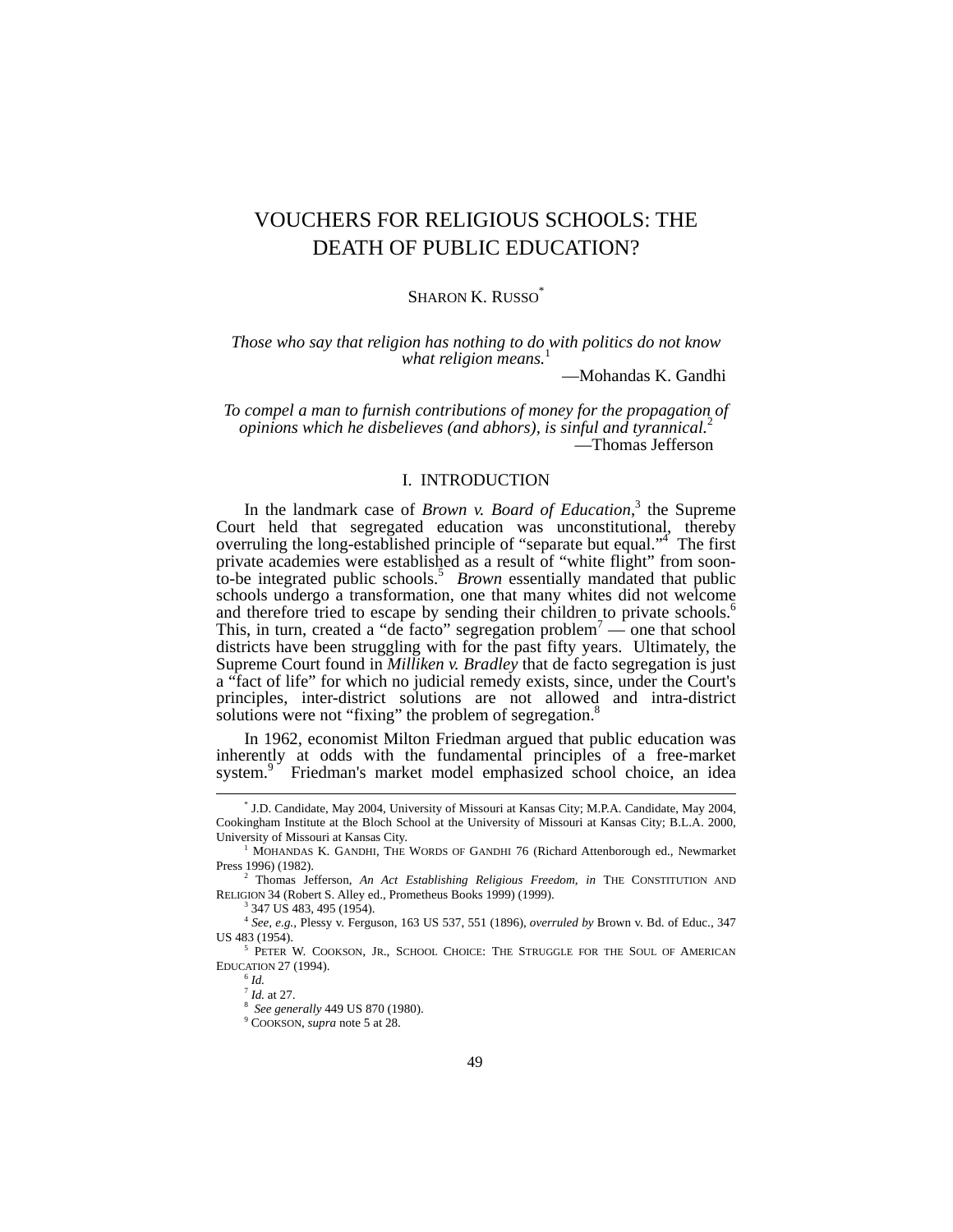# VOUCHERS FOR RELIGIOUS SCHOOLS: THE DEATH OF PUBLIC EDUCATION?

SHARON K. RUSSO[*]

*Those who say that religion has nothing to do with politics do not know what religion means.*[1]

—Mohandas K. Gandhi

*To compel a man to furnish contributions of money for the propagation of opinions which he disbelieves (and abhors), is sinful and tyrannical.*[2]

—Thomas Jefferson

## I. INTRODUCTION

In the landmark case of *Brown v. Board of Education*,[3] the Supreme Court held that segregated education was unconstitutional, thereby overruling the long-established principle of "separate but equal."[4] The first private academies were established as a result of "white flight" from soon-to-be integrated public schools.[5] *Brown* essentially mandated that public schools undergo a transformation, one that many whites did not welcome and therefore tried to escape by sending their children to private schools.[6] This, in turn, created a "de facto" segregation problem[7] — one that school districts have been struggling with for the past fifty years. Ultimately, the Supreme Court found in *Milliken v. Bradley* that de facto segregation is just a "fact of life" for which no judicial remedy exists, since, under the Court's principles, inter-district solutions are not allowed and intra-district solutions were not "fixing" the problem of segregation.[8]

In 1962, economist Milton Friedman argued that public education was inherently at odds with the fundamental principles of a free-market system.[9] Friedman's market model emphasized school choice, an idea

---

[*] J.D. Candidate, May 2004, University of Missouri at Kansas City; M.P.A. Candidate, May 2004, Cookingham Institute at the Bloch School at the University of Missouri at Kansas City; B.L.A. 2000, University of Missouri at Kansas City.

[1] MOHANDAS K. GANDHI, THE WORDS OF GANDHI 76 (Richard Attenborough ed., Newmarket Press 1996) (1982).

[2] Thomas Jefferson, *An Act Establishing Religious Freedom*, *in* THE CONSTITUTION AND RELIGION 34 (Robert S. Alley ed., Prometheus Books 1999) (1999).

[3] 347 US 483, 495 (1954).

[4] *See, e.g.*, Plessy v. Ferguson, 163 US 537, 551 (1896), *overruled by* Brown v. Bd. of Educ., 347 US 483 (1954).

[5] PETER W. COOKSON, JR., SCHOOL CHOICE: THE STRUGGLE FOR THE SOUL OF AMERICAN EDUCATION 27 (1994).

[6] *Id.*

[7] *Id.* at 27.

[8] *See generally* 449 US 870 (1980).

[9] COOKSON, *supra* note 5 at 28.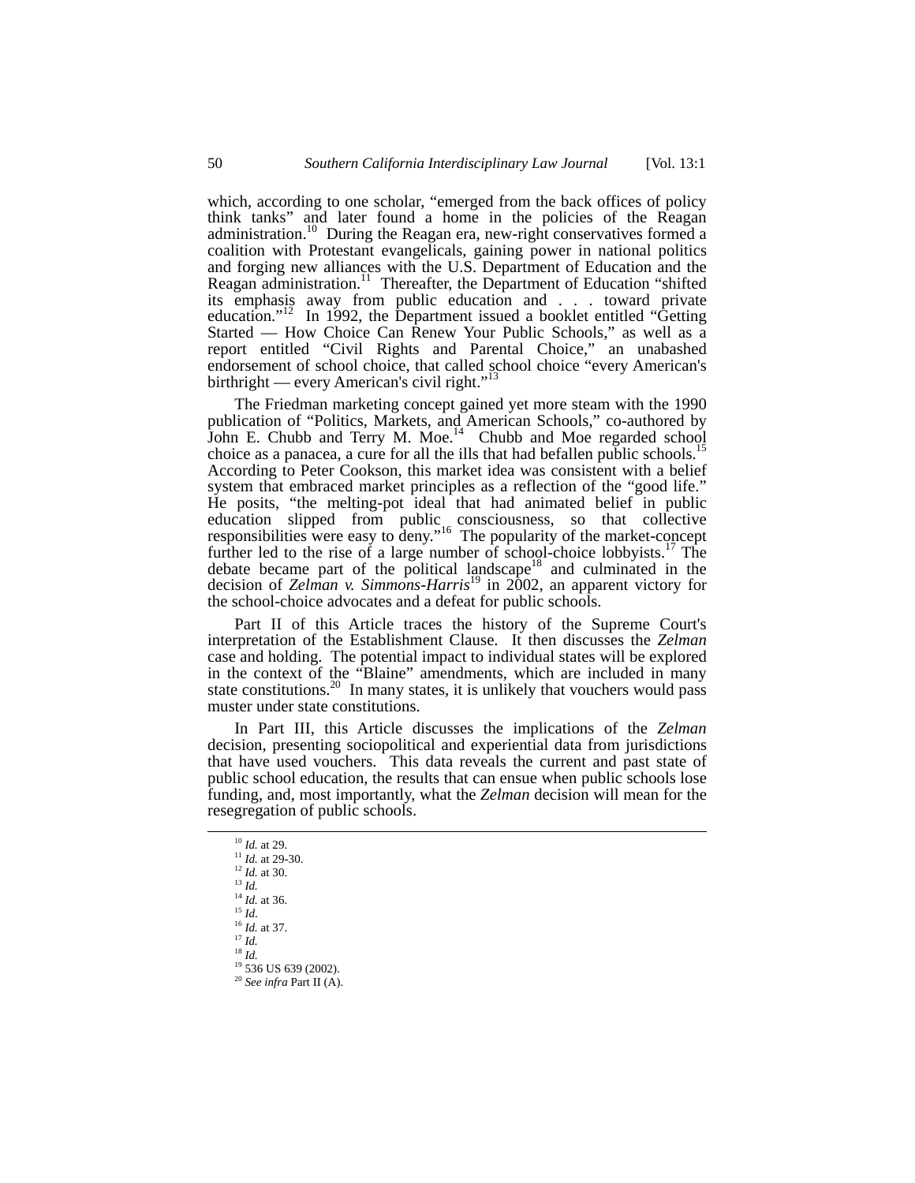which, according to one scholar, "emerged from the back offices of policy think tanks" and later found a home in the policies of the Reagan administration.[10] During the Reagan era, new-right conservatives formed a coalition with Protestant evangelicals, gaining power in national politics and forging new alliances with the U.S. Department of Education and the Reagan administration.[11] Thereafter, the Department of Education "shifted its emphasis away from public education and . . . toward private education."[12] In 1992, the Department issued a booklet entitled "Getting Started — How Choice Can Renew Your Public Schools," as well as a report entitled "Civil Rights and Parental Choice," an unabashed endorsement of school choice, that called school choice "every American's birthright — every American's civil right."[13]

The Friedman marketing concept gained yet more steam with the 1990 publication of "Politics, Markets, and American Schools," co-authored by John E. Chubb and Terry M. Moe.[14] Chubb and Moe regarded school choice as a panacea, a cure for all the ills that had befallen public schools.[15] According to Peter Cookson, this market idea was consistent with a belief system that embraced market principles as a reflection of the "good life." He posits, "the melting-pot ideal that had animated belief in public education slipped from public consciousness, so that collective responsibilities were easy to deny."[16] The popularity of the market-concept further led to the rise of a large number of school-choice lobbyists.[17] The debate became part of the political landscape[18] and culminated in the decision of *Zelman v. Simmons-Harris*[19] in 2002, an apparent victory for the school-choice advocates and a defeat for public schools.

Part II of this Article traces the history of the Supreme Court's interpretation of the Establishment Clause. It then discusses the *Zelman* case and holding. The potential impact to individual states will be explored in the context of the "Blaine" amendments, which are included in many state constitutions.[20] In many states, it is unlikely that vouchers would pass muster under state constitutions.

In Part III, this Article discusses the implications of the *Zelman* decision, presenting sociopolitical and experiential data from jurisdictions that have used vouchers. This data reveals the current and past state of public school education, the results that can ensue when public schools lose funding, and, most importantly, what the *Zelman* decision will mean for the resegregation of public schools.

---

[10] *Id.* at 29.
[11] *Id.* at 29-30.
[12] *Id.* at 30.
[13] *Id.*
[14] *Id.* at 36.
[15] *Id*.
[16] *Id.* at 37.
[17] *Id.*
[18] *Id.*
[19] 536 US 639 (2002).
[20] *See infra* Part II (A).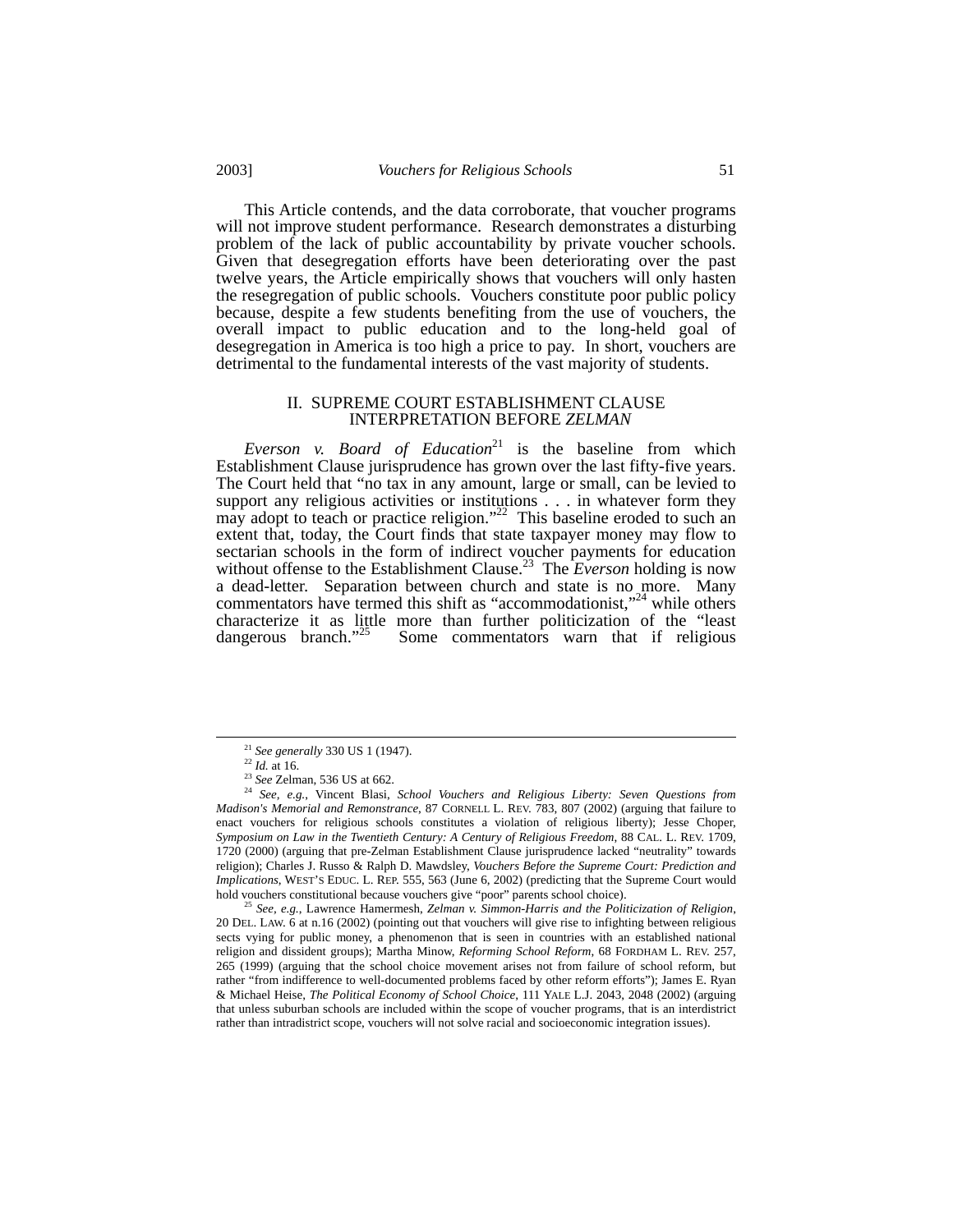This Article contends, and the data corroborate, that voucher programs will not improve student performance. Research demonstrates a disturbing problem of the lack of public accountability by private voucher schools. Given that desegregation efforts have been deteriorating over the past twelve years, the Article empirically shows that vouchers will only hasten the resegregation of public schools. Vouchers constitute poor public policy because, despite a few students benefiting from the use of vouchers, the overall impact to public education and to the long-held goal of desegregation in America is too high a price to pay. In short, vouchers are detrimental to the fundamental interests of the vast majority of students.

## II. SUPREME COURT ESTABLISHMENT CLAUSE INTERPRETATION BEFORE *ZELMAN*

*Everson v. Board of Education*[21] is the baseline from which Establishment Clause jurisprudence has grown over the last fifty-five years. The Court held that "no tax in any amount, large or small, can be levied to support any religious activities or institutions . . . in whatever form they may adopt to teach or practice religion."[22] This baseline eroded to such an extent that, today, the Court finds that state taxpayer money may flow to sectarian schools in the form of indirect voucher payments for education without offense to the Establishment Clause.[23] The *Everson* holding is now a dead-letter. Separation between church and state is no more. Many commentators have termed this shift as "accommodationist,"[24] while others characterize it as little more than further politicization of the "least dangerous branch."[25] Some commentators warn that if religious

---

[21] *See generally* 330 US 1 (1947).

[22] *Id.* at 16.

[23] *See* Zelman, 536 US at 662.

[24] *See, e.g.*, Vincent Blasi, *School Vouchers and Religious Liberty: Seven Questions from Madison's Memorial and Remonstrance*, 87 CORNELL L. REV. 783, 807 (2002) (arguing that failure to enact vouchers for religious schools constitutes a violation of religious liberty); Jesse Choper, *Symposium on Law in the Twentieth Century: A Century of Religious Freedom*, 88 CAL. L. REV. 1709, 1720 (2000) (arguing that pre-Zelman Establishment Clause jurisprudence lacked "neutrality" towards religion); Charles J. Russo & Ralph D. Mawdsley, *Vouchers Before the Supreme Court: Prediction and Implications*, WEST'S EDUC. L. REP. 555, 563 (June 6, 2002) (predicting that the Supreme Court would hold vouchers constitutional because vouchers give "poor" parents school choice).

[25] *See, e.g.*, Lawrence Hamermesh, *Zelman v. Simmon-Harris and the Politicization of Religion*, 20 DEL. LAW. 6 at n.16 (2002) (pointing out that vouchers will give rise to infighting between religious sects vying for public money, a phenomenon that is seen in countries with an established national religion and dissident groups); Martha Minow, *Reforming School Reform*, 68 FORDHAM L. REV. 257, 265 (1999) (arguing that the school choice movement arises not from failure of school reform, but rather "from indifference to well-documented problems faced by other reform efforts"); James E. Ryan & Michael Heise, *The Political Economy of School Choice*, 111 YALE L.J. 2043, 2048 (2002) (arguing that unless suburban schools are included within the scope of voucher programs, that is an interdistrict rather than intradistrict scope, vouchers will not solve racial and socioeconomic integration issues).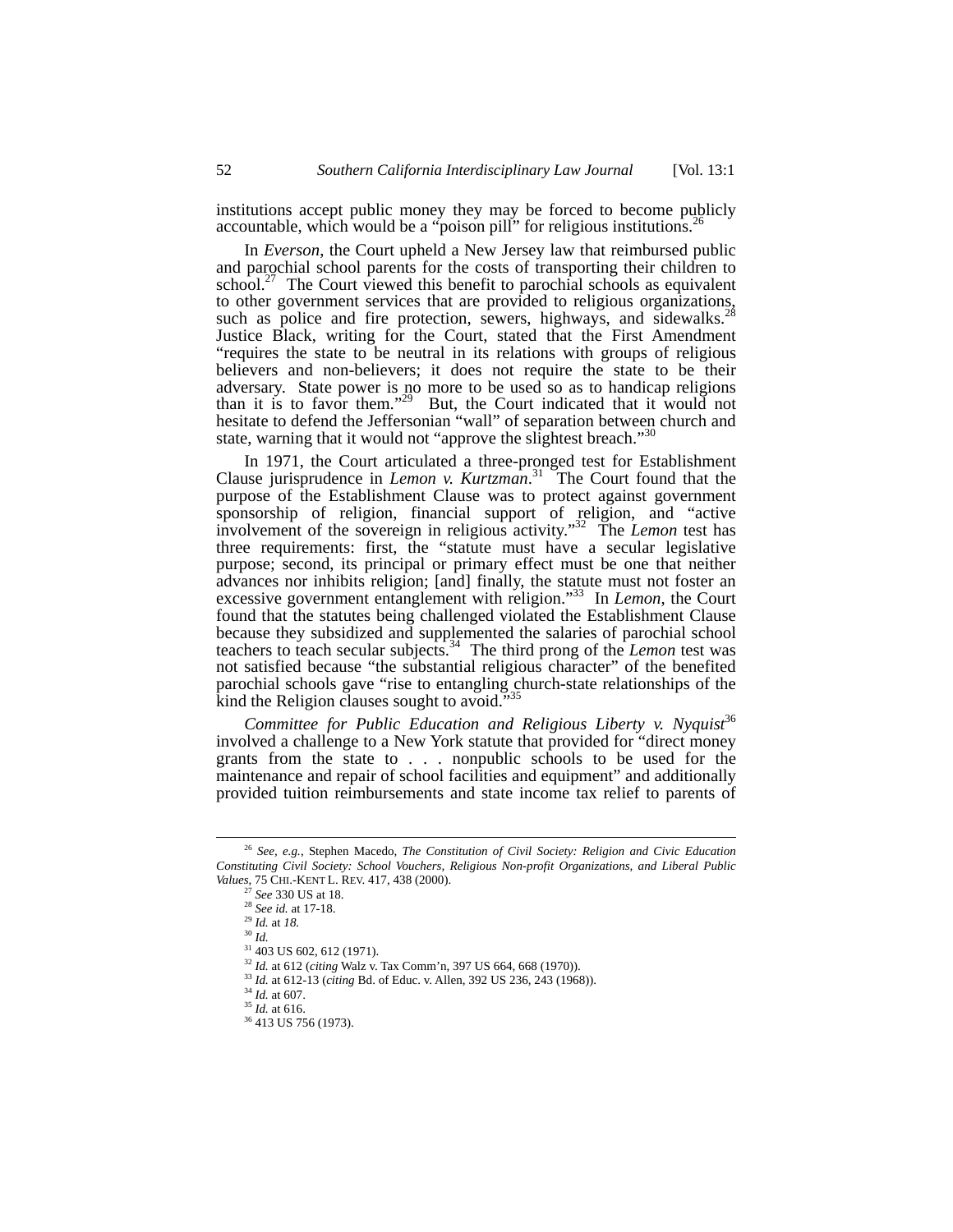institutions accept public money they may be forced to become publicly accountable, which would be a "poison pill" for religious institutions.[26]

In *Everson*, the Court upheld a New Jersey law that reimbursed public and parochial school parents for the costs of transporting their children to school.[27] The Court viewed this benefit to parochial schools as equivalent to other government services that are provided to religious organizations, such as police and fire protection, sewers, highways, and sidewalks.[28] Justice Black, writing for the Court, stated that the First Amendment "requires the state to be neutral in its relations with groups of religious believers and non-believers; it does not require the state to be their adversary. State power is no more to be used so as to handicap religions than it is to favor them."[29] But, the Court indicated that it would not hesitate to defend the Jeffersonian "wall" of separation between church and state, warning that it would not "approve the slightest breach."[30]

In 1971, the Court articulated a three-pronged test for Establishment Clause jurisprudence in *Lemon v. Kurtzman*.[31] The Court found that the purpose of the Establishment Clause was to protect against government sponsorship of religion, financial support of religion, and "active involvement of the sovereign in religious activity."[32] The *Lemon* test has three requirements: first, the "statute must have a secular legislative purpose; second, its principal or primary effect must be one that neither advances nor inhibits religion; [and] finally, the statute must not foster an excessive government entanglement with religion."[33] In *Lemon*, the Court found that the statutes being challenged violated the Establishment Clause because they subsidized and supplemented the salaries of parochial school teachers to teach secular subjects.[34] The third prong of the *Lemon* test was not satisfied because "the substantial religious character" of the benefited parochial schools gave "rise to entangling church-state relationships of the kind the Religion clauses sought to avoid."[35]

*Committee for Public Education and Religious Liberty v. Nyquist*[36] involved a challenge to a New York statute that provided for "direct money grants from the state to . . . nonpublic schools to be used for the maintenance and repair of school facilities and equipment" and additionally provided tuition reimbursements and state income tax relief to parents of

---

[26] *See, e.g.*, Stephen Macedo, *The Constitution of Civil Society: Religion and Civic Education Constituting Civil Society: School Vouchers, Religious Non-profit Organizations, and Liberal Public Values*, 75 CHI.-KENT L. REV. 417, 438 (2000).

[27] *See* 330 US at 18.

[28] *See id.* at 17-18.

[29] *Id.* at *18.*

[30] *Id.*

[31] 403 US 602, 612 (1971).

[32] *Id.* at 612 (*citing* Walz v. Tax Comm'n, 397 US 664, 668 (1970)).

[33] *Id.* at 612-13 (*citing* Bd. of Educ. v. Allen, 392 US 236, 243 (1968)).

[34] *Id.* at 607.

[35] *Id.* at 616.

[36] 413 US 756 (1973).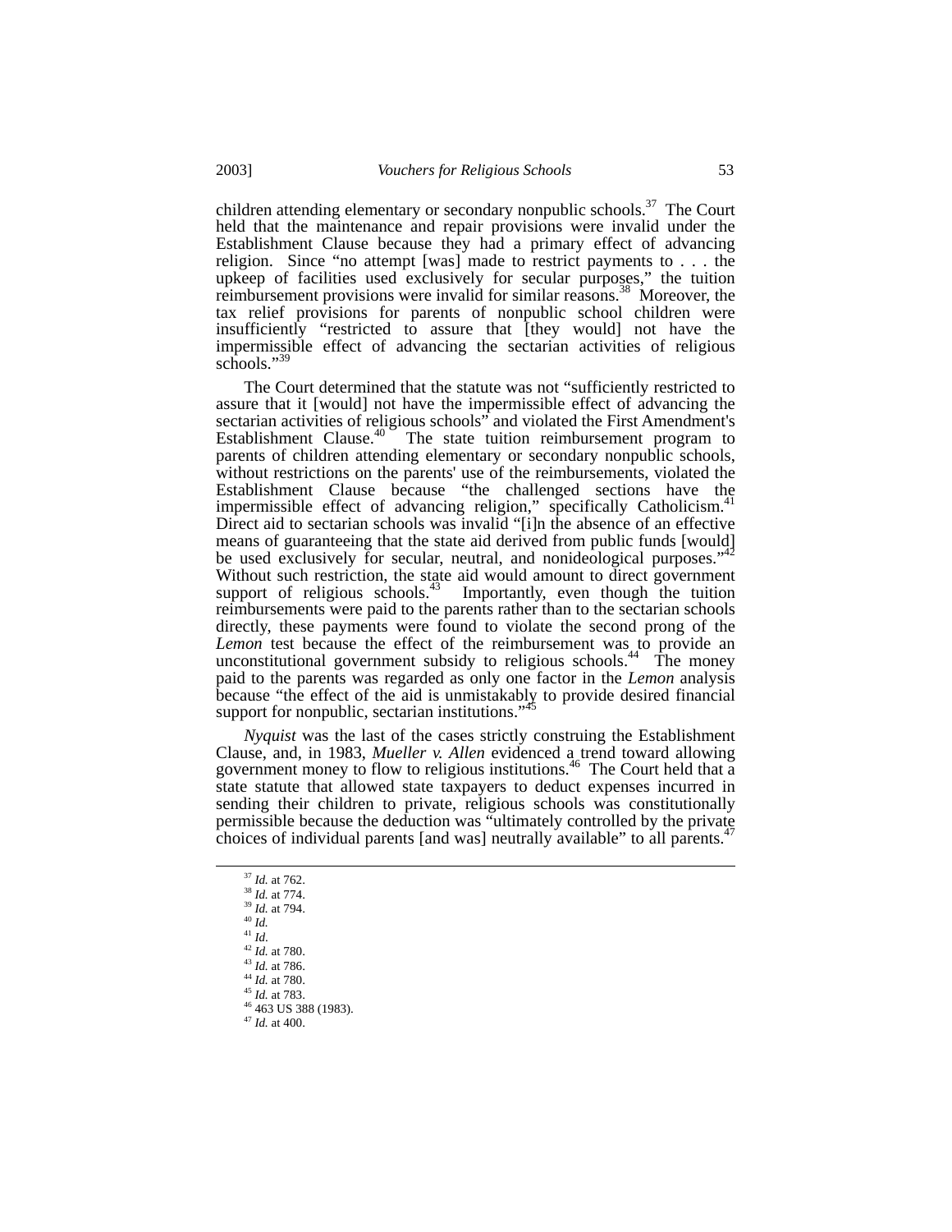children attending elementary or secondary nonpublic schools.[37] The Court held that the maintenance and repair provisions were invalid under the Establishment Clause because they had a primary effect of advancing religion. Since "no attempt [was] made to restrict payments to . . . the upkeep of facilities used exclusively for secular purposes," the tuition reimbursement provisions were invalid for similar reasons.[38] Moreover, the tax relief provisions for parents of nonpublic school children were insufficiently "restricted to assure that [they would] not have the impermissible effect of advancing the sectarian activities of religious schools."[39]

The Court determined that the statute was not "sufficiently restricted to assure that it [would] not have the impermissible effect of advancing the sectarian activities of religious schools" and violated the First Amendment's Establishment Clause.[40] The state tuition reimbursement program to parents of children attending elementary or secondary nonpublic schools, without restrictions on the parents' use of the reimbursements, violated the Establishment Clause because "the challenged sections have the impermissible effect of advancing religion," specifically Catholicism.[41] Direct aid to sectarian schools was invalid "[i]n the absence of an effective means of guaranteeing that the state aid derived from public funds [would] be used exclusively for secular, neutral, and nonideological purposes."[42] Without such restriction, the state aid would amount to direct government support of religious schools.[43] Importantly, even though the tuition reimbursements were paid to the parents rather than to the sectarian schools directly, these payments were found to violate the second prong of the *Lemon* test because the effect of the reimbursement was to provide an unconstitutional government subsidy to religious schools.[44] The money paid to the parents was regarded as only one factor in the *Lemon* analysis because "the effect of the aid is unmistakably to provide desired financial support for nonpublic, sectarian institutions."[45]

*Nyquist* was the last of the cases strictly construing the Establishment Clause, and, in 1983, *Mueller v. Allen* evidenced a trend toward allowing government money to flow to religious institutions.[46] The Court held that a state statute that allowed state taxpayers to deduct expenses incurred in sending their children to private, religious schools was constitutionally permissible because the deduction was "ultimately controlled by the private choices of individual parents [and was] neutrally available" to all parents.[47]

---

[37] *Id.* at 762.
[38] *Id.* at 774.
[39] *Id.* at 794.
[40] *Id.*
[41] *Id.*
[42] *Id.* at 780.
[43] *Id.* at 786.
[44] *Id.* at 780.
[45] *Id.* at 783.
[46] 463 US 388 (1983).
[47] *Id.* at 400.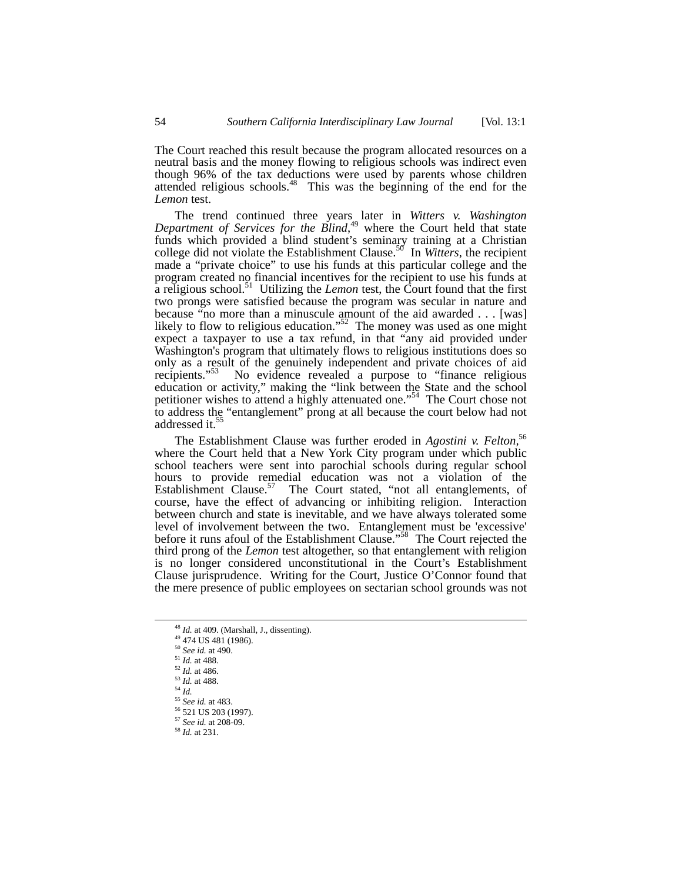The Court reached this result because the program allocated resources on a neutral basis and the money flowing to religious schools was indirect even though 96% of the tax deductions were used by parents whose children attended religious schools.[48] This was the beginning of the end for the *Lemon* test.

The trend continued three years later in *Witters v. Washington Department of Services for the Blind*,[49] where the Court held that state funds which provided a blind student's seminary training at a Christian college did not violate the Establishment Clause.[50] In *Witters*, the recipient made a "private choice" to use his funds at this particular college and the program created no financial incentives for the recipient to use his funds at a religious school.[51] Utilizing the *Lemon* test, the Court found that the first two prongs were satisfied because the program was secular in nature and because "no more than a minuscule amount of the aid awarded . . . [was] likely to flow to religious education."[52] The money was used as one might expect a taxpayer to use a tax refund, in that "any aid provided under Washington's program that ultimately flows to religious institutions does so only as a result of the genuinely independent and private choices of aid recipients."[53] No evidence revealed a purpose to "finance religious education or activity," making the "link between the State and the school petitioner wishes to attend a highly attenuated one."[54] The Court chose not to address the "entanglement" prong at all because the court below had not addressed it.[55]

The Establishment Clause was further eroded in *Agostini v. Felton*,[56] where the Court held that a New York City program under which public school teachers were sent into parochial schools during regular school hours to provide remedial education was not a violation of the Establishment Clause.[57] The Court stated, "not all entanglements, of course, have the effect of advancing or inhibiting religion. Interaction between church and state is inevitable, and we have always tolerated some level of involvement between the two. Entanglement must be 'excessive' before it runs afoul of the Establishment Clause."[58] The Court rejected the third prong of the *Lemon* test altogether, so that entanglement with religion is no longer considered unconstitutional in the Court's Establishment Clause jurisprudence. Writing for the Court, Justice O'Connor found that the mere presence of public employees on sectarian school grounds was not

---

[48] *Id.* at 409. (Marshall, J., dissenting).
[49] 474 US 481 (1986).
[50] *See id.* at 490.
[51] *Id.* at 488.
[52] *Id.* at 486.
[53] *Id.* at 488.
[54] *Id.*
[55] *See id.* at 483.
[56] 521 US 203 (1997).
[57] *See id.* at 208-09.
[58] *Id.* at 231.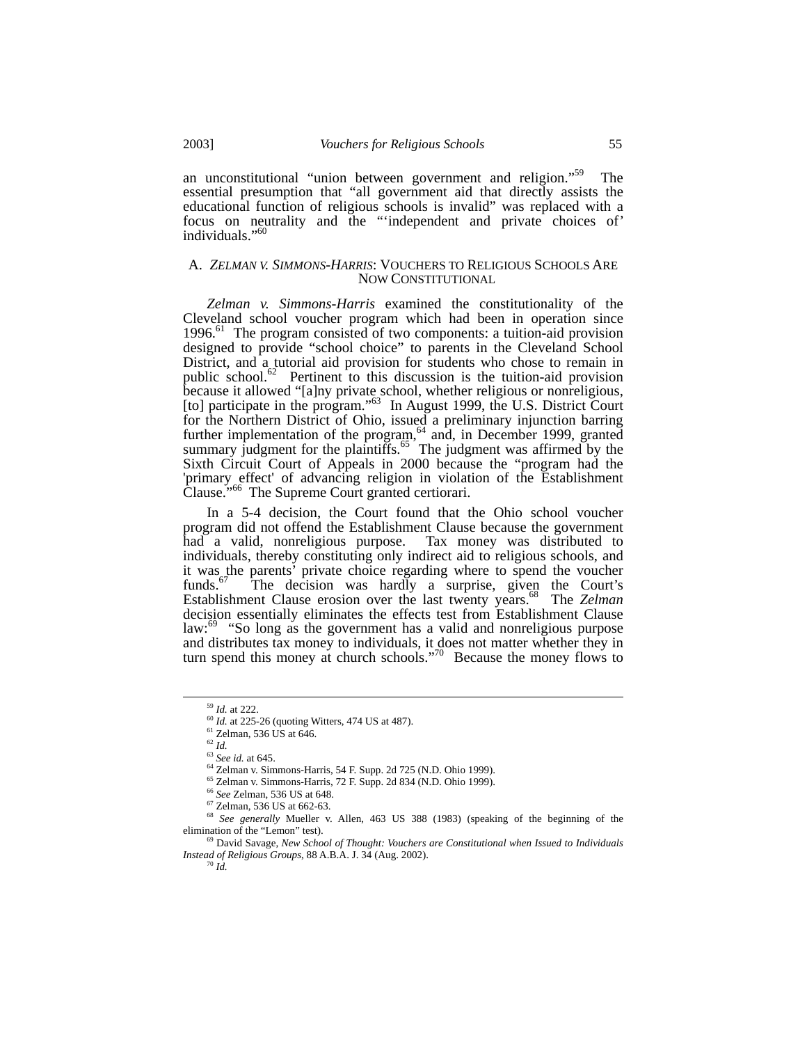an unconstitutional "union between government and religion."[59] The essential presumption that "all government aid that directly assists the educational function of religious schools is invalid" was replaced with a focus on neutrality and the "'independent and private choices of' individuals."[60]

### A. *ZELMAN V. SIMMONS-HARRIS*: VOUCHERS TO RELIGIOUS SCHOOLS ARE NOW CONSTITUTIONAL

*Zelman v. Simmons-Harris* examined the constitutionality of the Cleveland school voucher program which had been in operation since 1996.[61] The program consisted of two components: a tuition-aid provision designed to provide "school choice" to parents in the Cleveland School District, and a tutorial aid provision for students who chose to remain in public school.[62] Pertinent to this discussion is the tuition-aid provision because it allowed "[a]ny private school, whether religious or nonreligious, [to] participate in the program."[63] In August 1999, the U.S. District Court for the Northern District of Ohio, issued a preliminary injunction barring further implementation of the program,[64] and, in December 1999, granted summary judgment for the plaintiffs.[65] The judgment was affirmed by the Sixth Circuit Court of Appeals in 2000 because the "program had the 'primary effect' of advancing religion in violation of the Establishment Clause."[66] The Supreme Court granted certiorari.

In a 5-4 decision, the Court found that the Ohio school voucher program did not offend the Establishment Clause because the government had a valid, nonreligious purpose. Tax money was distributed to individuals, thereby constituting only indirect aid to religious schools, and it was the parents' private choice regarding where to spend the voucher funds.[67] The decision was hardly a surprise, given the Court's Establishment Clause erosion over the last twenty years.[68] The *Zelman* decision essentially eliminates the effects test from Establishment Clause law:[69] "So long as the government has a valid and nonreligious purpose and distributes tax money to individuals, it does not matter whether they in turn spend this money at church schools."[70] Because the money flows to

---

[59] *Id.* at 222.

[60] *Id.* at 225-26 (quoting Witters, 474 US at 487).

[61] Zelman, 536 US at 646.

[62] *Id.*

[63] *See id.* at 645.

[64] Zelman v. Simmons-Harris, 54 F. Supp. 2d 725 (N.D. Ohio 1999).

[65] Zelman v. Simmons-Harris, 72 F. Supp. 2d 834 (N.D. Ohio 1999).

[66] *See* Zelman, 536 US at 648.

[67] Zelman, 536 US at 662-63.

[68] *See generally* Mueller v. Allen, 463 US 388 (1983) (speaking of the beginning of the elimination of the "Lemon" test).

[69] David Savage, *New School of Thought: Vouchers are Constitutional when Issued to Individuals Instead of Religious Groups*, 88 A.B.A. J. 34 (Aug. 2002).

[70] *Id.*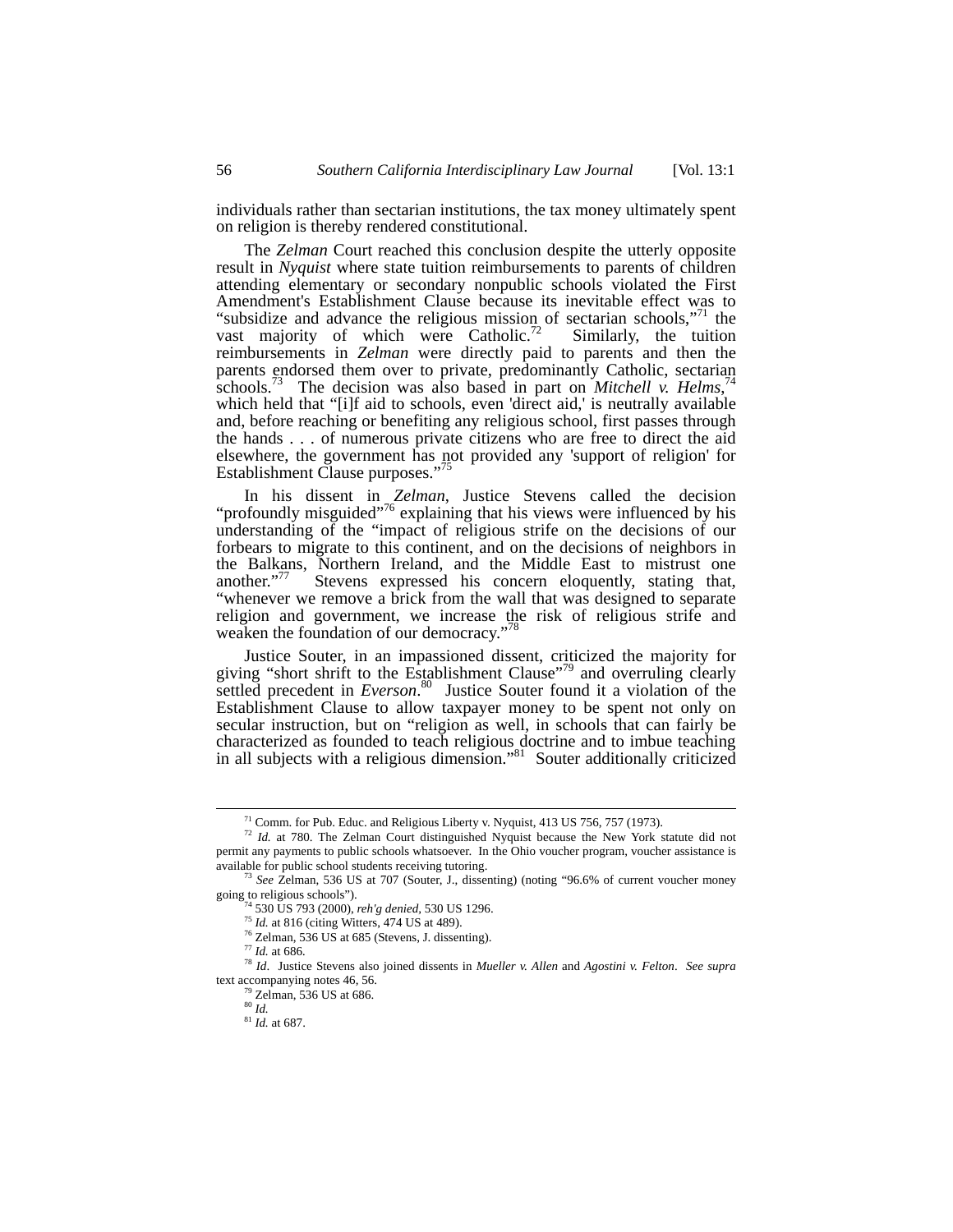individuals rather than sectarian institutions, the tax money ultimately spent on religion is thereby rendered constitutional.

The *Zelman* Court reached this conclusion despite the utterly opposite result in *Nyquist* where state tuition reimbursements to parents of children attending elementary or secondary nonpublic schools violated the First Amendment's Establishment Clause because its inevitable effect was to "subsidize and advance the religious mission of sectarian schools,"[71] the vast majority of which were Catholic.[72] Similarly, the tuition reimbursements in *Zelman* were directly paid to parents and then the parents endorsed them over to private, predominantly Catholic, sectarian schools.[73] The decision was also based in part on *Mitchell v. Helms*,[74] which held that "[i]f aid to schools, even 'direct aid,' is neutrally available and, before reaching or benefiting any religious school, first passes through the hands . . . of numerous private citizens who are free to direct the aid elsewhere, the government has not provided any 'support of religion' for Establishment Clause purposes."[75]

In his dissent in *Zelman*, Justice Stevens called the decision "profoundly misguided"[76] explaining that his views were influenced by his understanding of the "impact of religious strife on the decisions of our forbears to migrate to this continent, and on the decisions of neighbors in the Balkans, Northern Ireland, and the Middle East to mistrust one another."[77] Stevens expressed his concern eloquently, stating that, "whenever we remove a brick from the wall that was designed to separate religion and government, we increase the risk of religious strife and weaken the foundation of our democracy."[78]

Justice Souter, in an impassioned dissent, criticized the majority for giving "short shrift to the Establishment Clause"[79] and overruling clearly settled precedent in *Everson*.[80] Justice Souter found it a violation of the Establishment Clause to allow taxpayer money to be spent not only on secular instruction, but on "religion as well, in schools that can fairly be characterized as founded to teach religious doctrine and to imbue teaching in all subjects with a religious dimension."[81] Souter additionally criticized

---

[71] Comm. for Pub. Educ. and Religious Liberty v. Nyquist, 413 US 756, 757 (1973).

[72] *Id.* at 780. The Zelman Court distinguished Nyquist because the New York statute did not permit any payments to public schools whatsoever. In the Ohio voucher program, voucher assistance is available for public school students receiving tutoring.

[73] *See* Zelman, 536 US at 707 (Souter, J., dissenting) (noting "96.6% of current voucher money going to religious schools").

[74] 530 US 793 (2000), *reh'g denied*, 530 US 1296.

[75] *Id.* at 816 (citing Witters, 474 US at 489).

[76] Zelman, 536 US at 685 (Stevens, J. dissenting).

[77] *Id.* at 686.

[78] *Id*. Justice Stevens also joined dissents in *Mueller v. Allen* and *Agostini v. Felton*. *See supra* text accompanying notes 46, 56.

[79] Zelman, 536 US at 686.

[80] *Id.*

[81] *Id.* at 687.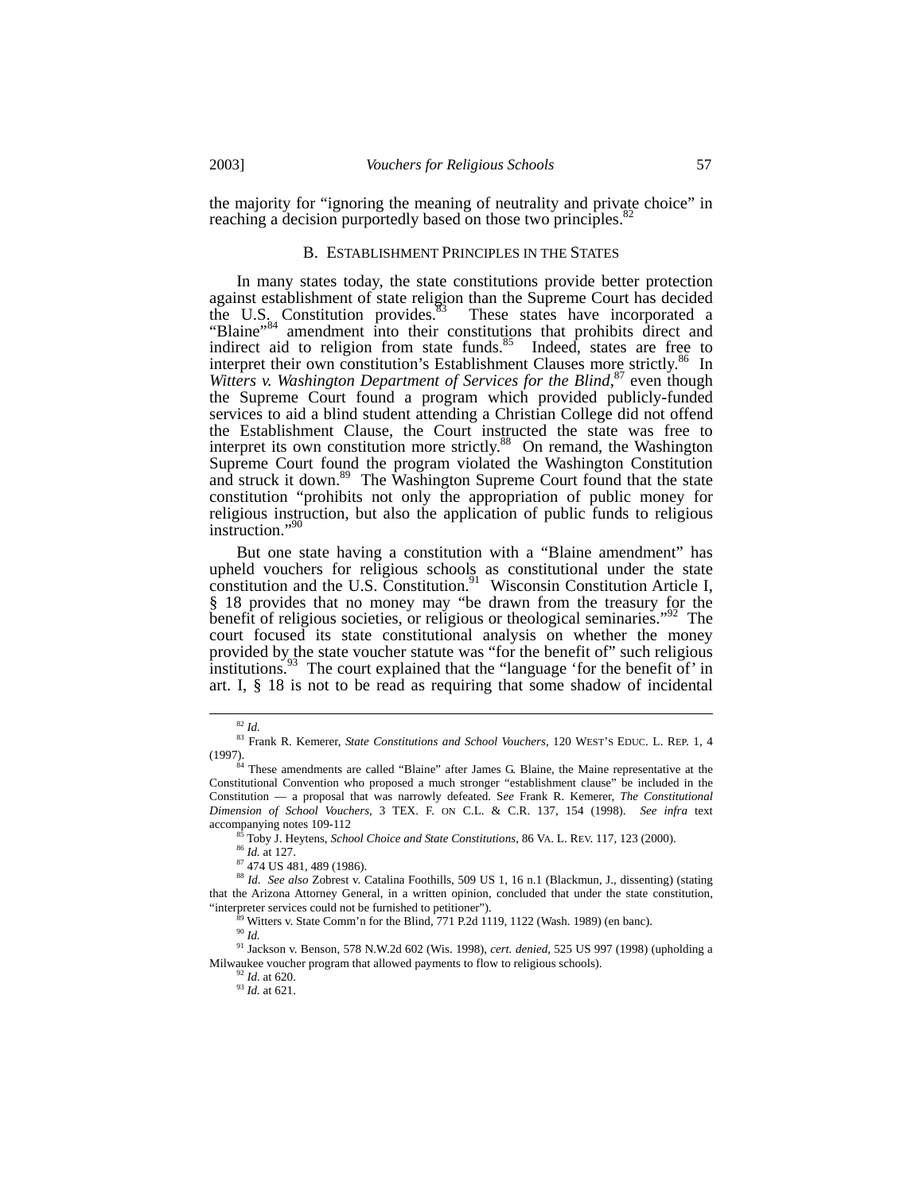the majority for "ignoring the meaning of neutrality and private choice" in reaching a decision purportedly based on those two principles.[82]

### B. Establishment Principles in the States

In many states today, the state constitutions provide better protection against establishment of state religion than the Supreme Court has decided the U.S. Constitution provides.[83] These states have incorporated a "Blaine"[84] amendment into their constitutions that prohibits direct and indirect aid to religion from state funds.[85] Indeed, states are free to interpret their own constitution's Establishment Clauses more strictly.[86] In *Witters v. Washington Department of Services for the Blind*,[87] even though the Supreme Court found a program which provided publicly-funded services to aid a blind student attending a Christian College did not offend the Establishment Clause, the Court instructed the state was free to interpret its own constitution more strictly.[88] On remand, the Washington Supreme Court found the program violated the Washington Constitution and struck it down.[89] The Washington Supreme Court found that the state constitution "prohibits not only the appropriation of public money for religious instruction, but also the application of public funds to religious instruction."[90]

But one state having a constitution with a "Blaine amendment" has upheld vouchers for religious schools as constitutional under the state constitution and the U.S. Constitution.[91] Wisconsin Constitution Article I, § 18 provides that no money may "be drawn from the treasury for the benefit of religious societies, or religious or theological seminaries."[92] The court focused its state constitutional analysis on whether the money provided by the state voucher statute was "for the benefit of" such religious institutions.[93] The court explained that the "language 'for the benefit of' in art. I, § 18 is not to be read as requiring that some shadow of incidental

---

[82] *Id.*

[83] Frank R. Kemerer, *State Constitutions and School Vouchers*, 120 WEST'S EDUC. L. REP. 1, 4 (1997).

[84] These amendments are called "Blaine" after James G. Blaine, the Maine representative at the Constitutional Convention who proposed a much stronger "establishment clause" be included in the Constitution — a proposal that was narrowly defeated. *See* Frank R. Kemerer, *The Constitutional Dimension of School Vouchers*, 3 TEX. F. ON C.L. & C.R. 137, 154 (1998). *See infra* text accompanying notes 109-112

[85] Toby J. Heytens, *School Choice and State Constitutions*, 86 VA. L. REV. 117, 123 (2000).

[86] *Id.* at 127.

[87] 474 US 481, 489 (1986).

[88] *Id. See also* Zobrest v. Catalina Foothills, 509 US 1, 16 n.1 (Blackmun, J., dissenting) (stating that the Arizona Attorney General, in a written opinion, concluded that under the state constitution, "interpreter services could not be furnished to petitioner").

[89] Witters v. State Comm'n for the Blind, 771 P.2d 1119, 1122 (Wash. 1989) (en banc).

[90] *Id.*

[91] Jackson v. Benson, 578 N.W.2d 602 (Wis. 1998), *cert. denied*, 525 US 997 (1998) (upholding a Milwaukee voucher program that allowed payments to flow to religious schools).

[92] *Id.* at 620.

[93] *Id.* at 621.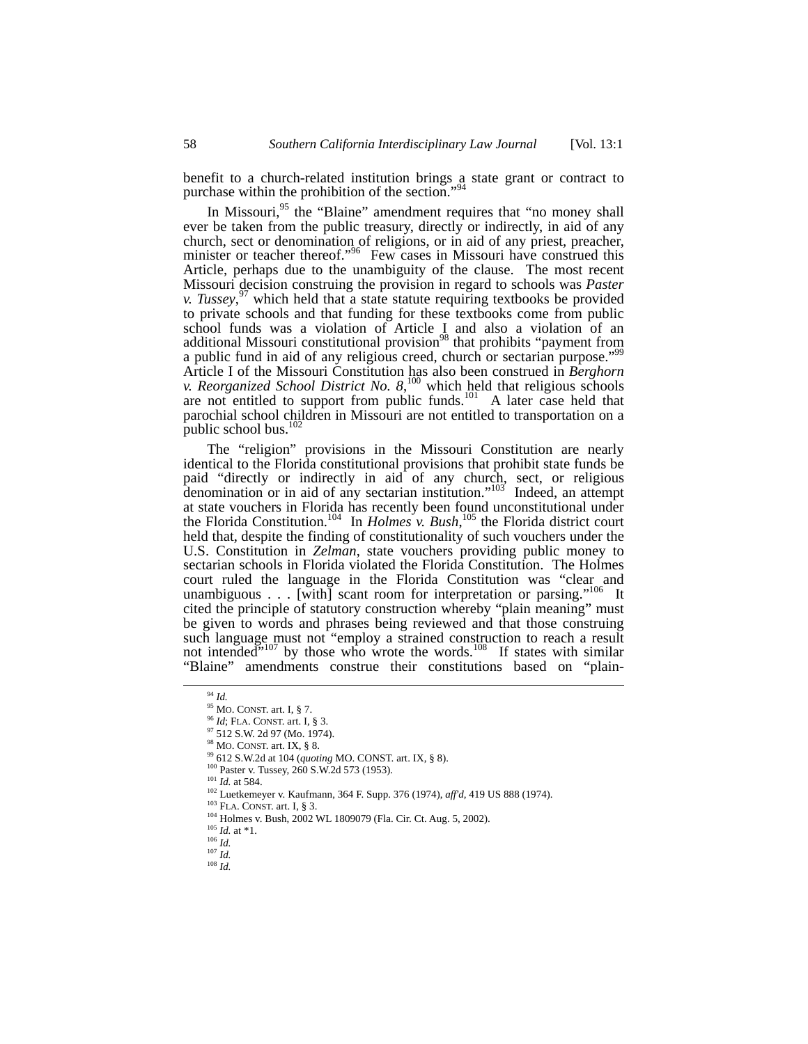benefit to a church-related institution brings a state grant or contract to purchase within the prohibition of the section."[94]

In Missouri,[95] the "Blaine" amendment requires that "no money shall ever be taken from the public treasury, directly or indirectly, in aid of any church, sect or denomination of religions, or in aid of any priest, preacher, minister or teacher thereof."[96] Few cases in Missouri have construed this Article, perhaps due to the unambiguity of the clause. The most recent Missouri decision construing the provision in regard to schools was *Paster v. Tussey*,[97] which held that a state statute requiring textbooks be provided to private schools and that funding for these textbooks come from public school funds was a violation of Article I and also a violation of an additional Missouri constitutional provision[98] that prohibits "payment from a public fund in aid of any religious creed, church or sectarian purpose."[99] Article I of the Missouri Constitution has also been construed in *Berghorn v. Reorganized School District No. 8*,[100] which held that religious schools are not entitled to support from public funds.[101] A later case held that parochial school children in Missouri are not entitled to transportation on a public school bus.[102]

The "religion" provisions in the Missouri Constitution are nearly identical to the Florida constitutional provisions that prohibit state funds be paid "directly or indirectly in aid of any church, sect, or religious denomination or in aid of any sectarian institution."[103] Indeed, an attempt at state vouchers in Florida has recently been found unconstitutional under the Florida Constitution.[104] In *Holmes v. Bush*,[105] the Florida district court held that, despite the finding of constitutionality of such vouchers under the U.S. Constitution in *Zelman*, state vouchers providing public money to sectarian schools in Florida violated the Florida Constitution. The Holmes court ruled the language in the Florida Constitution was "clear and unambiguous . . . [with] scant room for interpretation or parsing."[106] It cited the principle of statutory construction whereby "plain meaning" must be given to words and phrases being reviewed and that those construing such language must not "employ a strained construction to reach a result not intended"[107] by those who wrote the words.[108] If states with similar "Blaine" amendments construe their constitutions based on "plain-

---

[94] *Id.*

[95] MO. CONST. art. I, § 7.

[96] *Id*; FLA. CONST. art. I, § 3.

[97] 512 S.W. 2d 97 (Mo. 1974).

[98] MO. CONST. art. IX, § 8.

[99] 612 S.W.2d at 104 (*quoting* MO. CONST. art. IX, § 8).

[100] Paster v. Tussey, 260 S.W.2d 573 (1953).

[101] *Id.* at 584.

[102] Luetkemeyer v. Kaufmann, 364 F. Supp. 376 (1974), *aff'd*, 419 US 888 (1974).

[103] FLA. CONST. art. I, § 3.

[104] Holmes v. Bush, 2002 WL 1809079 (Fla. Cir. Ct. Aug. 5, 2002).

[105] *Id.* at *1.

[106] *Id.*

[107] *Id.*

[108] *Id.*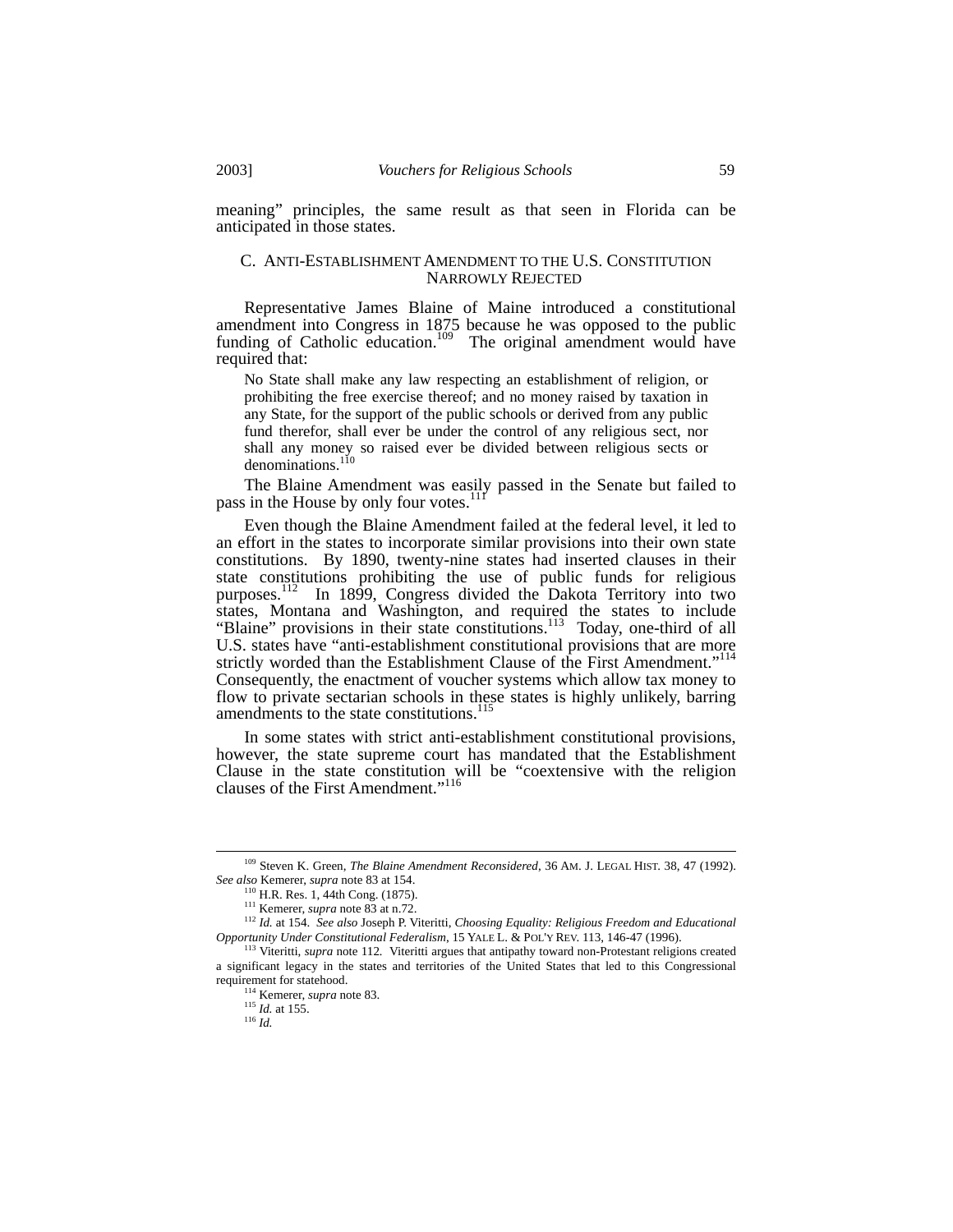meaning" principles, the same result as that seen in Florida can be anticipated in those states.

### C. ANTI-ESTABLISHMENT AMENDMENT TO THE U.S. CONSTITUTION NARROWLY REJECTED

Representative James Blaine of Maine introduced a constitutional amendment into Congress in 1875 because he was opposed to the public funding of Catholic education.[109] The original amendment would have required that:

> No State shall make any law respecting an establishment of religion, or prohibiting the free exercise thereof; and no money raised by taxation in any State, for the support of the public schools or derived from any public fund therefor, shall ever be under the control of any religious sect, nor shall any money so raised ever be divided between religious sects or denominations.[110]

The Blaine Amendment was easily passed in the Senate but failed to pass in the House by only four votes.[111]

Even though the Blaine Amendment failed at the federal level, it led to an effort in the states to incorporate similar provisions into their own state constitutions. By 1890, twenty-nine states had inserted clauses in their state constitutions prohibiting the use of public funds for religious purposes.[112] In 1899, Congress divided the Dakota Territory into two states, Montana and Washington, and required the states to include "Blaine" provisions in their state constitutions.[113] Today, one-third of all U.S. states have "anti-establishment constitutional provisions that are more strictly worded than the Establishment Clause of the First Amendment."[114] Consequently, the enactment of voucher systems which allow tax money to flow to private sectarian schools in these states is highly unlikely, barring amendments to the state constitutions.[115]

In some states with strict anti-establishment constitutional provisions, however, the state supreme court has mandated that the Establishment Clause in the state constitution will be "coextensive with the religion clauses of the First Amendment."[116]

---

[109] Steven K. Green, *The Blaine Amendment Reconsidered*, 36 AM. J. LEGAL HIST. 38, 47 (1992). *See also* Kemerer, *supra* note 83 at 154.

[110] H.R. Res. 1, 44th Cong. (1875).

[111] Kemerer, *supra* note 83 at n.72.

[112] *Id.* at 154. *See also* Joseph P. Viteritti, *Choosing Equality: Religious Freedom and Educational Opportunity Under Constitutional Federalism*, 15 YALE L. & POL'Y REV. 113, 146-47 (1996).

[113] Viteritti, *supra* note 112. Viteritti argues that antipathy toward non-Protestant religions created a significant legacy in the states and territories of the United States that led to this Congressional requirement for statehood.

[114] Kemerer, *supra* note 83.

[115] *Id.* at 155.

[116] *Id.*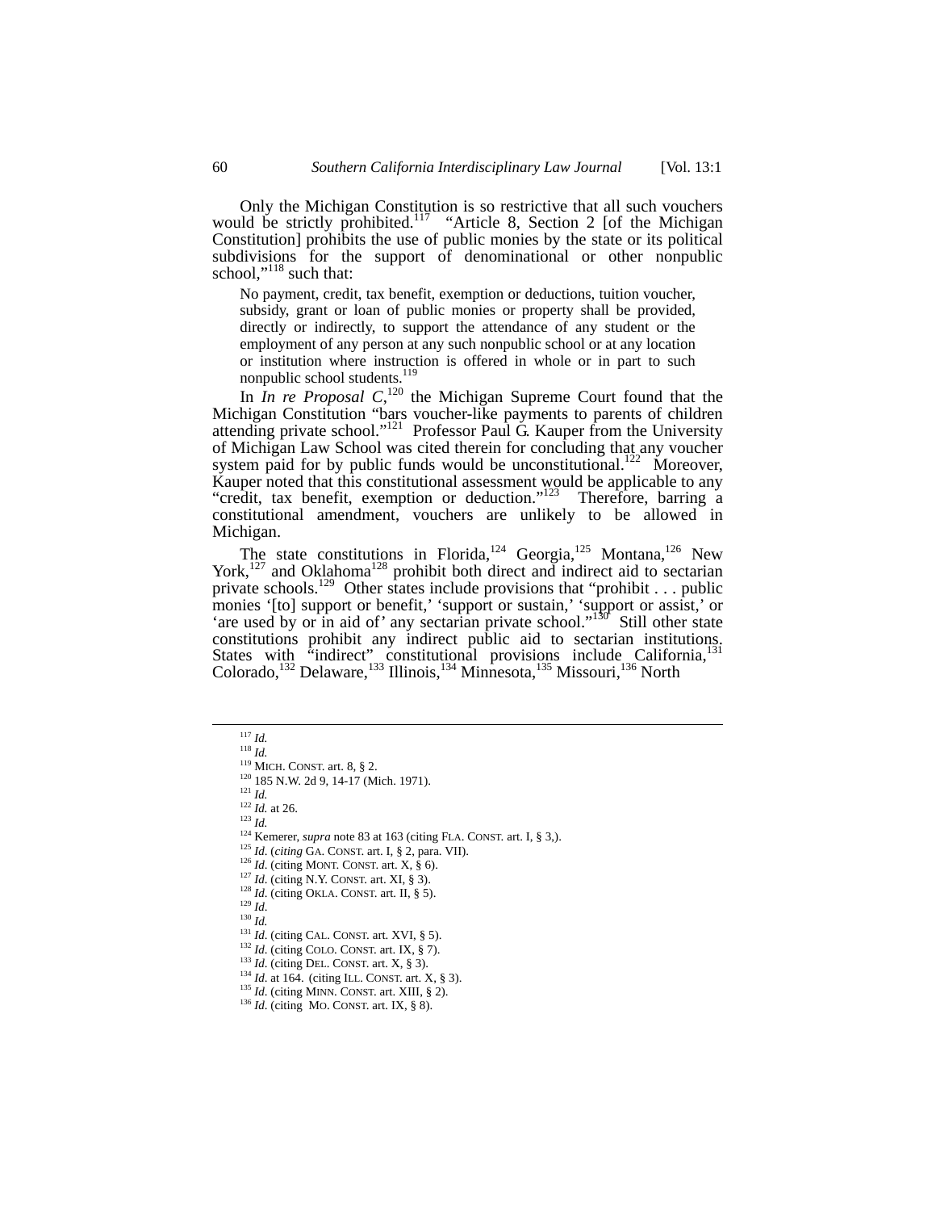Only the Michigan Constitution is so restrictive that all such vouchers would be strictly prohibited.[117] "Article 8, Section 2 [of the Michigan Constitution] prohibits the use of public monies by the state or its political subdivisions for the support of denominational or other nonpublic school,"[118] such that:

> No payment, credit, tax benefit, exemption or deductions, tuition voucher, subsidy, grant or loan of public monies or property shall be provided, directly or indirectly, to support the attendance of any student or the employment of any person at any such nonpublic school or at any location or institution where instruction is offered in whole or in part to such nonpublic school students.[119]

In *In re Proposal C*,[120] the Michigan Supreme Court found that the Michigan Constitution "bars voucher-like payments to parents of children attending private school."[121] Professor Paul G. Kauper from the University of Michigan Law School was cited therein for concluding that any voucher system paid for by public funds would be unconstitutional.[122] Moreover, Kauper noted that this constitutional assessment would be applicable to any "credit, tax benefit, exemption or deduction."[123] Therefore, barring a constitutional amendment, vouchers are unlikely to be allowed in Michigan.

The state constitutions in Florida,[124] Georgia,[125] Montana,[126] New York,[127] and Oklahoma[128] prohibit both direct and indirect aid to sectarian private schools.[129] Other states include provisions that "prohibit . . . public monies '[to] support or benefit,' 'support or sustain,' 'support or assist,' or 'are used by or in aid of' any sectarian private school."[130] Still other state constitutions prohibit any indirect public aid to sectarian institutions. States with "indirect" constitutional provisions include California,[131] Colorado,[132] Delaware,[133] Illinois,[134] Minnesota,[135] Missouri,[136] North

---

[117] *Id.*
[118] *Id.*
[119] MICH. CONST. art. 8, § 2.
[120] 185 N.W. 2d 9, 14-17 (Mich. 1971).
[121] *Id.*
[122] *Id.* at 26.
[123] *Id.*
[124] Kemerer, *supra* note 83 at 163 (citing FLA. CONST. art. I, § 3,).
[125] *Id*. (*citing* GA. CONST. art. I, § 2, para. VII).
[126] *Id*. (citing MONT. CONST. art. X, § 6).
[127] *Id*. (citing N.Y. CONST. art. XI, § 3).
[128] *Id*. (citing OKLA. CONST. art. II, § 5).
[129] *Id*.
[130] *Id.*
[131] *Id*. (citing CAL. CONST. art. XVI, § 5).
[132] *Id*. (citing COLO. CONST. art. IX, § 7).
[133] *Id*. (citing DEL. CONST. art. X, § 3).
[134] *Id*. at 164. (citing ILL. CONST. art. X, § 3).
[135] *Id*. (citing MINN. CONST. art. XIII, § 2).
[136] *Id*. (citing MO. CONST. art. IX, § 8).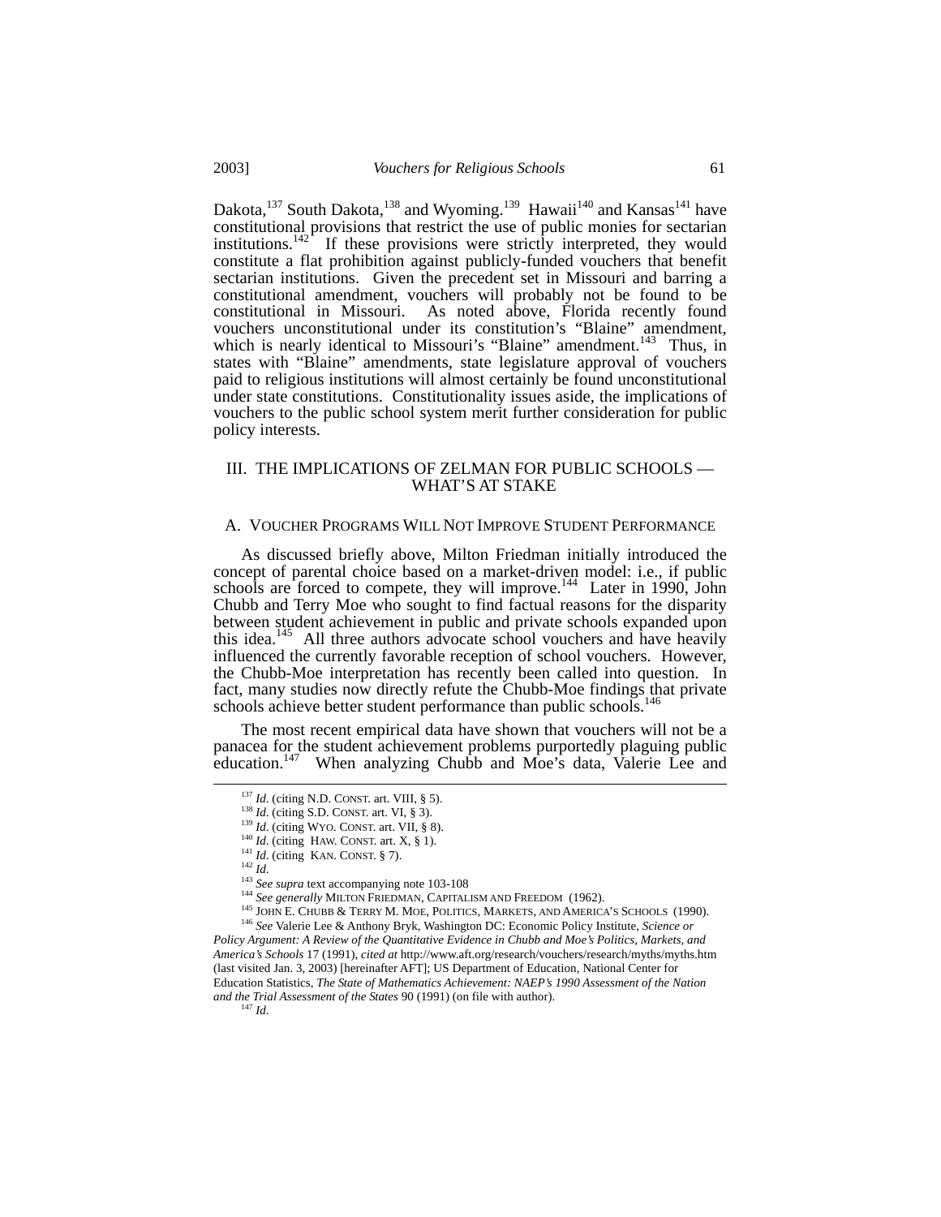Dakota,[137] South Dakota,[138] and Wyoming.[139] Hawaii[140] and Kansas[141] have constitutional provisions that restrict the use of public monies for sectarian institutions.[142] If these provisions were strictly interpreted, they would constitute a flat prohibition against publicly-funded vouchers that benefit sectarian institutions. Given the precedent set in Missouri and barring a constitutional amendment, vouchers will probably not be found to be constitutional in Missouri. As noted above, Florida recently found vouchers unconstitutional under its constitution's "Blaine" amendment, which is nearly identical to Missouri's "Blaine" amendment.[143] Thus, in states with "Blaine" amendments, state legislature approval of vouchers paid to religious institutions will almost certainly be found unconstitutional under state constitutions. Constitutionality issues aside, the implications of vouchers to the public school system merit further consideration for public policy interests.

## III. THE IMPLICATIONS OF ZELMAN FOR PUBLIC SCHOOLS — WHAT'S AT STAKE

### A. Voucher Programs Will Not Improve Student Performance

As discussed briefly above, Milton Friedman initially introduced the concept of parental choice based on a market-driven model: i.e., if public schools are forced to compete, they will improve.[144] Later in 1990, John Chubb and Terry Moe who sought to find factual reasons for the disparity between student achievement in public and private schools expanded upon this idea.[145] All three authors advocate school vouchers and have heavily influenced the currently favorable reception of school vouchers. However, the Chubb-Moe interpretation has recently been called into question. In fact, many studies now directly refute the Chubb-Moe findings that private schools achieve better student performance than public schools.[146]

The most recent empirical data have shown that vouchers will not be a panacea for the student achievement problems purportedly plaguing public education.[147] When analyzing Chubb and Moe's data, Valerie Lee and

---

[137] *Id*. (citing N.D. CONST. art. VIII, § 5).

[138] *Id*. (citing S.D. CONST. art. VI, § 3).

[139] *Id*. (citing WYO. CONST. art. VII, § 8).

[140] *Id*. (citing HAW. CONST. art. X, § 1).

[141] *Id*. (citing KAN. CONST. § 7).

[142] *Id*.

[143] *See supra* text accompanying note 103-108

[144] *See generally* MILTON FRIEDMAN, CAPITALISM AND FREEDOM (1962).

[145] JOHN E. CHUBB & TERRY M. MOE, POLITICS, MARKETS, AND AMERICA'S SCHOOLS (1990).

[146] *See* Valerie Lee & Anthony Bryk, Washington DC: Economic Policy Institute, *Science or Policy Argument: A Review of the Quantitative Evidence in Chubb and Moe's Politics, Markets, and America's Schools* 17 (1991), *cited at* http://www.aft.org/research/vouchers/research/myths/myths.htm (last visited Jan. 3, 2003) [hereinafter AFT]; US Department of Education, National Center for Education Statistics, *The State of Mathematics Achievement: NAEP's 1990 Assessment of the Nation and the Trial Assessment of the States* 90 (1991) (on file with author).

[147] *Id*.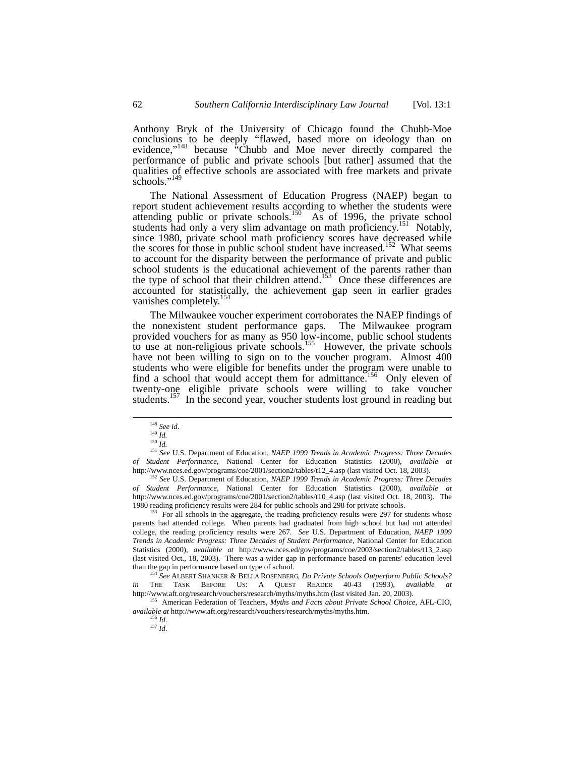Anthony Bryk of the University of Chicago found the Chubb-Moe conclusions to be deeply "flawed, based more on ideology than on evidence,"[148] because "Chubb and Moe never directly compared the performance of public and private schools [but rather] assumed that the qualities of effective schools are associated with free markets and private schools."[149]

The National Assessment of Education Progress (NAEP) began to report student achievement results according to whether the students were attending public or private schools.[150] As of 1996, the private school students had only a very slim advantage on math proficiency.[151] Notably, since 1980, private school math proficiency scores have decreased while the scores for those in public school student have increased.[152] What seems to account for the disparity between the performance of private and public school students is the educational achievement of the parents rather than the type of school that their children attend.[153] Once these differences are accounted for statistically, the achievement gap seen in earlier grades vanishes completely.[154]

The Milwaukee voucher experiment corroborates the NAEP findings of the nonexistent student performance gaps. The Milwaukee program provided vouchers for as many as 950 low-income, public school students to use at non-religious private schools.[155] However, the private schools have not been willing to sign on to the voucher program. Almost 400 students who were eligible for benefits under the program were unable to find a school that would accept them for admittance.[156] Only eleven of twenty-one eligible private schools were willing to take voucher students.[157] In the second year, voucher students lost ground in reading but

---

[148] *See id.*

[149] *Id.*

[150] *Id.*

[151] *See* U.S. Department of Education, *NAEP 1999 Trends in Academic Progress: Three Decades of Student Performance*, National Center for Education Statistics (2000), *available at* http://www.nces.ed.gov/programs/coe/2001/section2/tables/t12_4.asp (last visited Oct. 18, 2003).

[152] *See* U.S. Department of Education, *NAEP 1999 Trends in Academic Progress: Three Decades of Student Performance*, National Center for Education Statistics (2000), *available at* http://www.nces.ed.gov/programs/coe/2001/section2/tables/t10_4.asp (last visited Oct. 18, 2003). The 1980 reading proficiency results were 284 for public schools and 298 for private schools.

[153] For all schools in the aggregate, the reading proficiency results were 297 for students whose parents had attended college. When parents had graduated from high school but had not attended college, the reading proficiency results were 267. *See* U.S. Department of Education, *NAEP 1999 Trends in Academic Progress: Three Decades of Student Performance*, National Center for Education Statistics (2000), *available at* http://www.nces.ed/gov/programs/coe/2003/section2/tables/t13_2.asp (last visited Oct., 18, 2003). There was a wider gap in performance based on parents' education level than the gap in performance based on type of school.

[154] *See* ALBERT SHANKER & BELLA ROSENBERG, *Do Private Schools Outperform Public Schools? in* THE TASK BEFORE US: A QUEST READER 40-43 (1993), *available at* http://www.aft.org/research/vouchers/research/myths/myths.htm (last visited Jan. 20, 2003).

[155] American Federation of Teachers, *Myths and Facts about Private School Choice*, AFL-CIO, *available at* http://www.aft.org/research/vouchers/research/myths/myths.htm.

[156] *Id.*

[157] *Id.*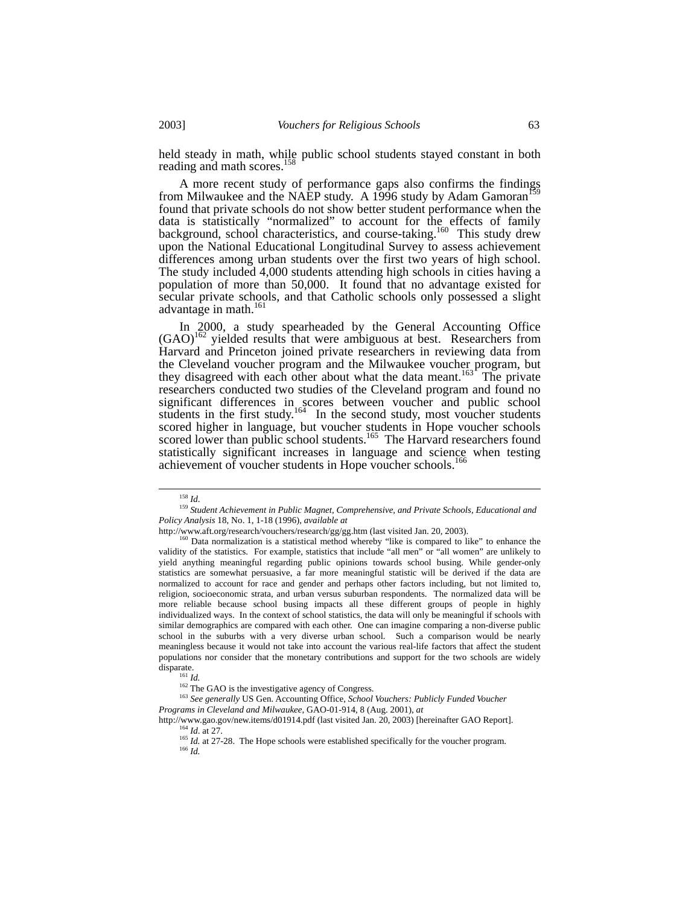held steady in math, while public school students stayed constant in both reading and math scores.[158]

A more recent study of performance gaps also confirms the findings from Milwaukee and the NAEP study. A 1996 study by Adam Gamoran[159] found that private schools do not show better student performance when the data is statistically "normalized" to account for the effects of family background, school characteristics, and course-taking.[160] This study drew upon the National Educational Longitudinal Survey to assess achievement differences among urban students over the first two years of high school. The study included 4,000 students attending high schools in cities having a population of more than 50,000. It found that no advantage existed for secular private schools, and that Catholic schools only possessed a slight advantage in math.[161]

In 2000, a study spearheaded by the General Accounting Office (GAO)[162] yielded results that were ambiguous at best. Researchers from Harvard and Princeton joined private researchers in reviewing data from the Cleveland voucher program and the Milwaukee voucher program, but they disagreed with each other about what the data meant.[163] The private researchers conducted two studies of the Cleveland program and found no significant differences in scores between voucher and public school students in the first study.[164] In the second study, most voucher students scored higher in language, but voucher students in Hope voucher schools scored lower than public school students.[165] The Harvard researchers found statistically significant increases in language and science when testing achievement of voucher students in Hope voucher schools.[166]

---

[158] *Id*.

[159] *Student Achievement in Public Magnet, Comprehensive, and Private Schools, Educational and Policy Analysis* 18, No. 1, 1-18 (1996), *available at* http://www.aft.org/research/vouchers/research/gg/gg.htm (last visited Jan. 20, 2003).

[160] Data normalization is a statistical method whereby "like is compared to like" to enhance the validity of the statistics. For example, statistics that include "all men" or "all women" are unlikely to yield anything meaningful regarding public opinions towards school busing. While gender-only statistics are somewhat persuasive, a far more meaningful statistic will be derived if the data are normalized to account for race and gender and perhaps other factors including, but not limited to, religion, socioeconomic strata, and urban versus suburban respondents. The normalized data will be more reliable because school busing impacts all these different groups of people in highly individualized ways. In the context of school statistics, the data will only be meaningful if schools with similar demographics are compared with each other. One can imagine comparing a non-diverse public school in the suburbs with a very diverse urban school. Such a comparison would be nearly meaningless because it would not take into account the various real-life factors that affect the student populations nor consider that the monetary contributions and support for the two schools are widely disparate.

[161] *Id.*

[162] The GAO is the investigative agency of Congress.

[163] *See generally* US Gen. Accounting Office, *School Vouchers: Publicly Funded Voucher Programs in Cleveland and Milwaukee*, GAO-01-914, 8 (Aug. 2001), *at* http://www.gao.gov/new.items/d01914.pdf (last visited Jan. 20, 2003) [hereinafter GAO Report].

[164] *Id*. at 27.

[165] *Id.* at 27-28. The Hope schools were established specifically for the voucher program.

[166] *Id.*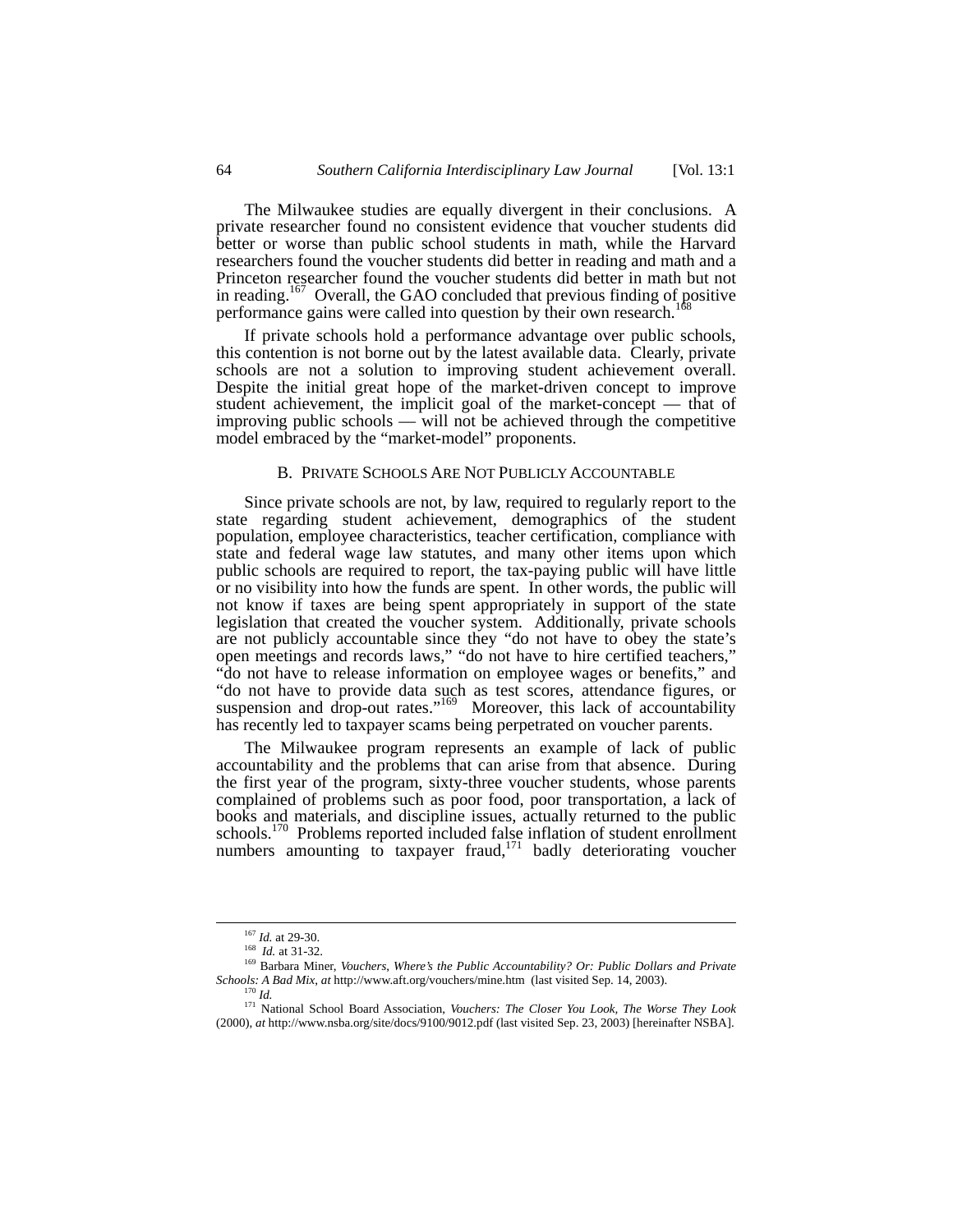The Milwaukee studies are equally divergent in their conclusions. A private researcher found no consistent evidence that voucher students did better or worse than public school students in math, while the Harvard researchers found the voucher students did better in reading and math and a Princeton researcher found the voucher students did better in math but not in reading.[167] Overall, the GAO concluded that previous finding of positive performance gains were called into question by their own research.[168]

If private schools hold a performance advantage over public schools, this contention is not borne out by the latest available data. Clearly, private schools are not a solution to improving student achievement overall. Despite the initial great hope of the market-driven concept to improve student achievement, the implicit goal of the market-concept — that of improving public schools — will not be achieved through the competitive model embraced by the "market-model" proponents.

### B. PRIVATE SCHOOLS ARE NOT PUBLICLY ACCOUNTABLE

Since private schools are not, by law, required to regularly report to the state regarding student achievement, demographics of the student population, employee characteristics, teacher certification, compliance with state and federal wage law statutes, and many other items upon which public schools are required to report, the tax-paying public will have little or no visibility into how the funds are spent. In other words, the public will not know if taxes are being spent appropriately in support of the state legislation that created the voucher system. Additionally, private schools are not publicly accountable since they "do not have to obey the state's open meetings and records laws," "do not have to hire certified teachers," "do not have to release information on employee wages or benefits," and "do not have to provide data such as test scores, attendance figures, or suspension and drop-out rates."[169] Moreover, this lack of accountability has recently led to taxpayer scams being perpetrated on voucher parents.

The Milwaukee program represents an example of lack of public accountability and the problems that can arise from that absence. During the first year of the program, sixty-three voucher students, whose parents complained of problems such as poor food, poor transportation, a lack of books and materials, and discipline issues, actually returned to the public schools.[170] Problems reported included false inflation of student enrollment numbers amounting to taxpayer fraud,[171] badly deteriorating voucher

---

[167] *Id.* at 29-30.

[168] *Id.* at 31-32.

[169] Barbara Miner, *Vouchers, Where's the Public Accountability? Or: Public Dollars and Private Schools: A Bad Mix*, *at* http://www.aft.org/vouchers/mine.htm (last visited Sep. 14, 2003).

[170] *Id.*

[171] National School Board Association, *Vouchers: The Closer You Look, The Worse They Look* (2000), *at* http://www.nsba.org/site/docs/9100/9012.pdf (last visited Sep. 23, 2003) [hereinafter NSBA].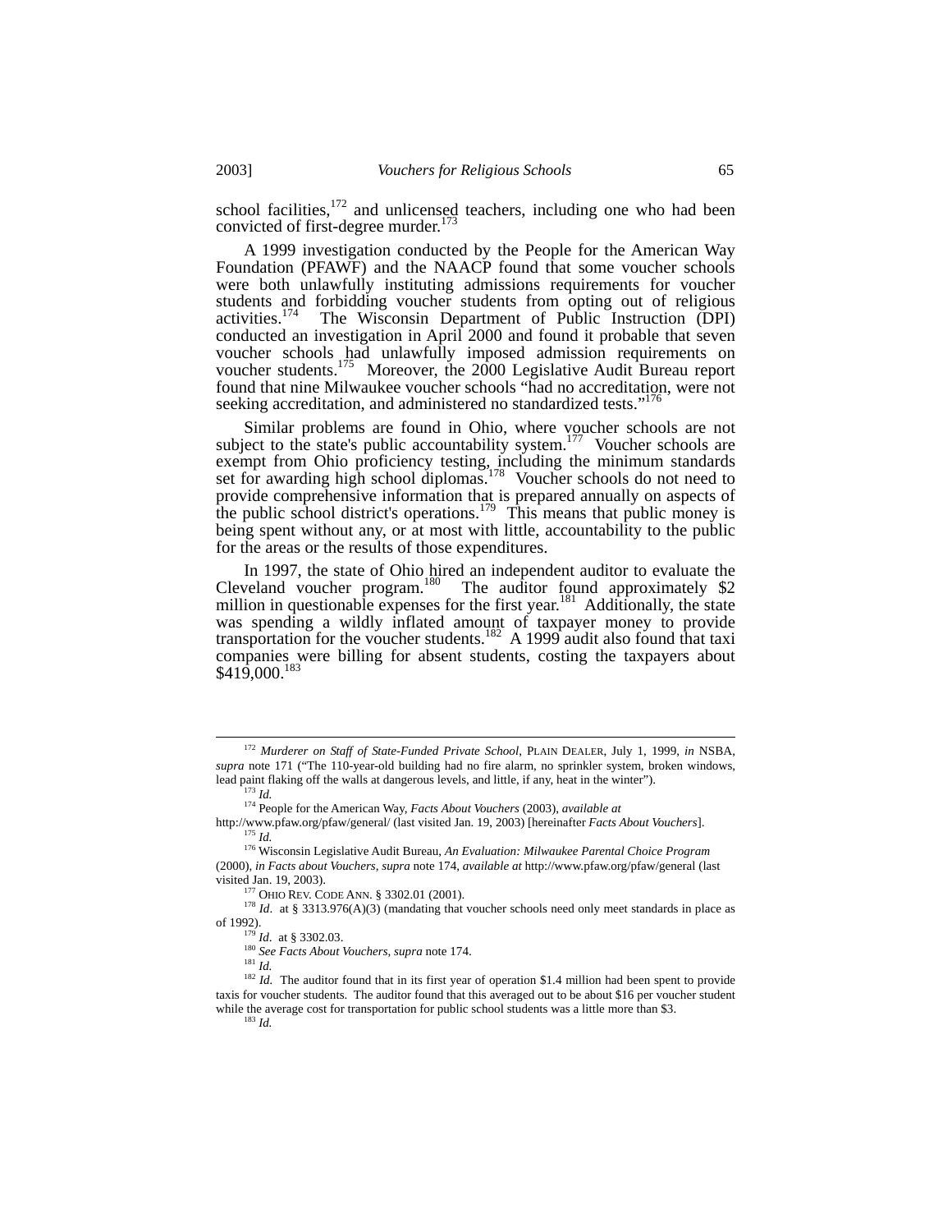school facilities,[172] and unlicensed teachers, including one who had been convicted of first-degree murder.[173]

A 1999 investigation conducted by the People for the American Way Foundation (PFAWF) and the NAACP found that some voucher schools were both unlawfully instituting admissions requirements for voucher students and forbidding voucher students from opting out of religious activities.[174] The Wisconsin Department of Public Instruction (DPI) conducted an investigation in April 2000 and found it probable that seven voucher schools had unlawfully imposed admission requirements on voucher students.[175] Moreover, the 2000 Legislative Audit Bureau report found that nine Milwaukee voucher schools "had no accreditation, were not seeking accreditation, and administered no standardized tests."[176]

Similar problems are found in Ohio, where voucher schools are not subject to the state's public accountability system.[177] Voucher schools are exempt from Ohio proficiency testing, including the minimum standards set for awarding high school diplomas.[178] Voucher schools do not need to provide comprehensive information that is prepared annually on aspects of the public school district's operations.[179] This means that public money is being spent without any, or at most with little, accountability to the public for the areas or the results of those expenditures.

In 1997, the state of Ohio hired an independent auditor to evaluate the Cleveland voucher program.[180] The auditor found approximately $2 million in questionable expenses for the first year.[181] Additionally, the state was spending a wildly inflated amount of taxpayer money to provide transportation for the voucher students.[182] A 1999 audit also found that taxi companies were billing for absent students, costing the taxpayers about $419,000.[183]

---

[172] *Murderer on Staff of State-Funded Private School*, PLAIN DEALER, July 1, 1999, *in* NSBA, *supra* note 171 ("The 110-year-old building had no fire alarm, no sprinkler system, broken windows, lead paint flaking off the walls at dangerous levels, and little, if any, heat in the winter").

[173] *Id.*

[174] People for the American Way, *Facts About Vouchers* (2003), *available at* http://www.pfaw.org/pfaw/general/ (last visited Jan. 19, 2003) [hereinafter *Facts About Vouchers*].

[175] *Id.*

[176] Wisconsin Legislative Audit Bureau, *An Evaluation: Milwaukee Parental Choice Program* (2000), *in Facts about Vouchers*, *supra* note 174, *available at* http://www.pfaw.org/pfaw/general (last visited Jan. 19, 2003).

[177] OHIO REV. CODE ANN. § 3302.01 (2001).

[178] *Id*. at § 3313.976(A)(3) (mandating that voucher schools need only meet standards in place as of 1992).

[179] *Id*. at § 3302.03.

[180] *See Facts About Vouchers*, *supra* note 174.

[181] *Id.*

[182] *Id.* The auditor found that in its first year of operation $1.4 million had been spent to provide taxis for voucher students. The auditor found that this averaged out to be about $16 per voucher student while the average cost for transportation for public school students was a little more than $3.

[183] *Id.*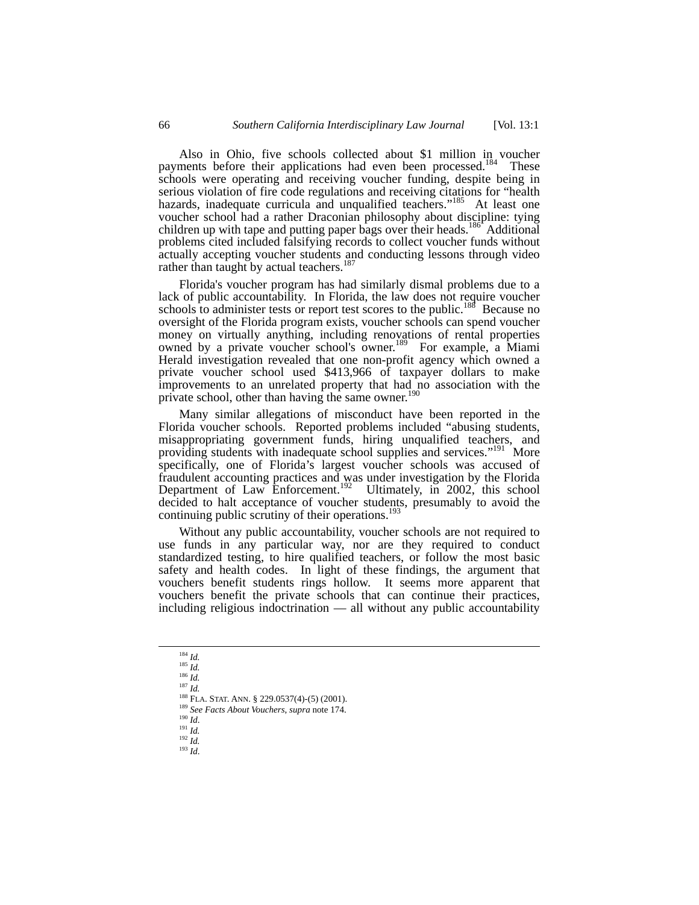Also in Ohio, five schools collected about $1 million in voucher payments before their applications had even been processed.[184] These schools were operating and receiving voucher funding, despite being in serious violation of fire code regulations and receiving citations for "health hazards, inadequate curricula and unqualified teachers."[185] At least one voucher school had a rather Draconian philosophy about discipline: tying children up with tape and putting paper bags over their heads.[186] Additional problems cited included falsifying records to collect voucher funds without actually accepting voucher students and conducting lessons through video rather than taught by actual teachers.[187]

Florida's voucher program has had similarly dismal problems due to a lack of public accountability. In Florida, the law does not require voucher schools to administer tests or report test scores to the public.[188] Because no oversight of the Florida program exists, voucher schools can spend voucher money on virtually anything, including renovations of rental properties owned by a private voucher school's owner.[189] For example, a Miami Herald investigation revealed that one non-profit agency which owned a private voucher school used $413,966 of taxpayer dollars to make improvements to an unrelated property that had no association with the private school, other than having the same owner.[190]

Many similar allegations of misconduct have been reported in the Florida voucher schools. Reported problems included "abusing students, misappropriating government funds, hiring unqualified teachers, and providing students with inadequate school supplies and services."[191] More specifically, one of Florida's largest voucher schools was accused of fraudulent accounting practices and was under investigation by the Florida Department of Law Enforcement.[192] Ultimately, in 2002, this school decided to halt acceptance of voucher students, presumably to avoid the continuing public scrutiny of their operations.[193]

Without any public accountability, voucher schools are not required to use funds in any particular way, nor are they required to conduct standardized testing, to hire qualified teachers, or follow the most basic safety and health codes. In light of these findings, the argument that vouchers benefit students rings hollow. It seems more apparent that vouchers benefit the private schools that can continue their practices, including religious indoctrination — all without any public accountability

---

[184] *Id.*
[185] *Id.*
[186] *Id.*
[187] *Id.*
[188] FLA. STAT. ANN. § 229.0537(4)-(5) (2001).
[189] *See Facts About Vouchers*, *supra* note 174.
[190] *Id*.
[191] *Id.*
[192] *Id.*
[193] *Id*.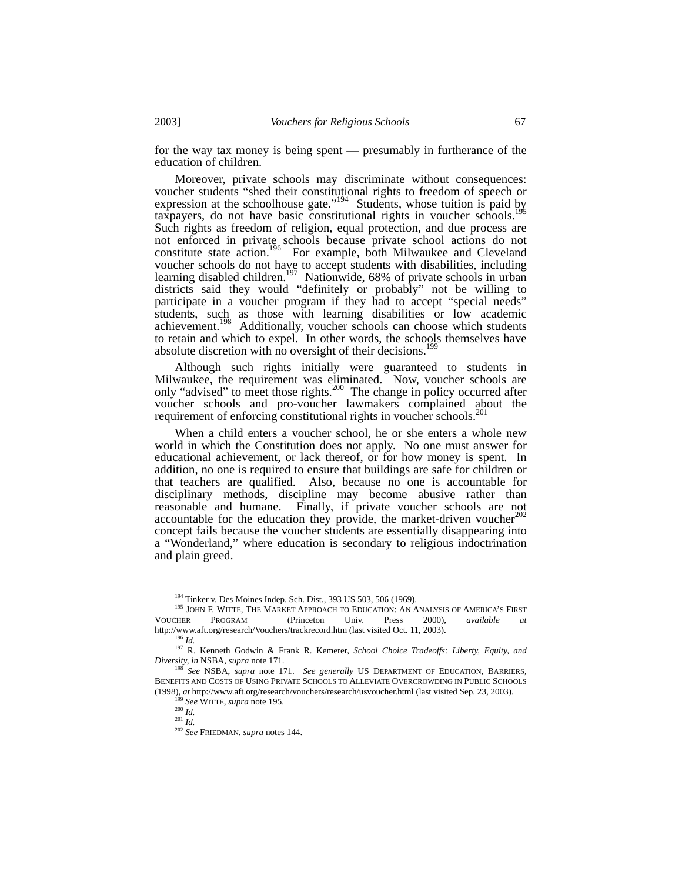for the way tax money is being spent — presumably in furtherance of the education of children.

Moreover, private schools may discriminate without consequences: voucher students "shed their constitutional rights to freedom of speech or expression at the schoolhouse gate."[194] Students, whose tuition is paid by taxpayers, do not have basic constitutional rights in voucher schools.[195] Such rights as freedom of religion, equal protection, and due process are not enforced in private schools because private school actions do not constitute state action.[196] For example, both Milwaukee and Cleveland voucher schools do not have to accept students with disabilities, including learning disabled children.[197] Nationwide, 68% of private schools in urban districts said they would "definitely or probably" not be willing to participate in a voucher program if they had to accept "special needs" students, such as those with learning disabilities or low academic achievement.[198] Additionally, voucher schools can choose which students to retain and which to expel. In other words, the schools themselves have absolute discretion with no oversight of their decisions.[199]

Although such rights initially were guaranteed to students in Milwaukee, the requirement was eliminated. Now, voucher schools are only "advised" to meet those rights.[200] The change in policy occurred after voucher schools and pro-voucher lawmakers complained about the requirement of enforcing constitutional rights in voucher schools.[201]

When a child enters a voucher school, he or she enters a whole new world in which the Constitution does not apply. No one must answer for educational achievement, or lack thereof, or for how money is spent. In addition, no one is required to ensure that buildings are safe for children or that teachers are qualified. Also, because no one is accountable for disciplinary methods, discipline may become abusive rather than reasonable and humane. Finally, if private voucher schools are not accountable for the education they provide, the market-driven voucher[202] concept fails because the voucher students are essentially disappearing into a "Wonderland," where education is secondary to religious indoctrination and plain greed.

---

[194] Tinker v. Des Moines Indep. Sch. Dist., 393 US 503, 506 (1969).

[195] JOHN F. WITTE, THE MARKET APPROACH TO EDUCATION: AN ANALYSIS OF AMERICA'S FIRST VOUCHER PROGRAM (Princeton Univ. Press 2000), *available at* http://www.aft.org/research/Vouchers/trackrecord.htm (last visited Oct. 11, 2003).

[196] *Id.*

[197] R. Kenneth Godwin & Frank R. Kemerer, *School Choice Tradeoffs: Liberty, Equity, and Diversity*, *in* NSBA, *supra* note 171.

[198] *See* NSBA, *supra* note 171. *See generally* US DEPARTMENT OF EDUCATION, BARRIERS, BENEFITS AND COSTS OF USING PRIVATE SCHOOLS TO ALLEVIATE OVERCROWDING IN PUBLIC SCHOOLS (1998), *at* http://www.aft.org/research/vouchers/research/usvoucher.html (last visited Sep. 23, 2003).

[199] *See* WITTE, *supra* note 195.

[200] *Id.*

[201] *Id.*

[202] *See* FRIEDMAN, *supra* notes 144.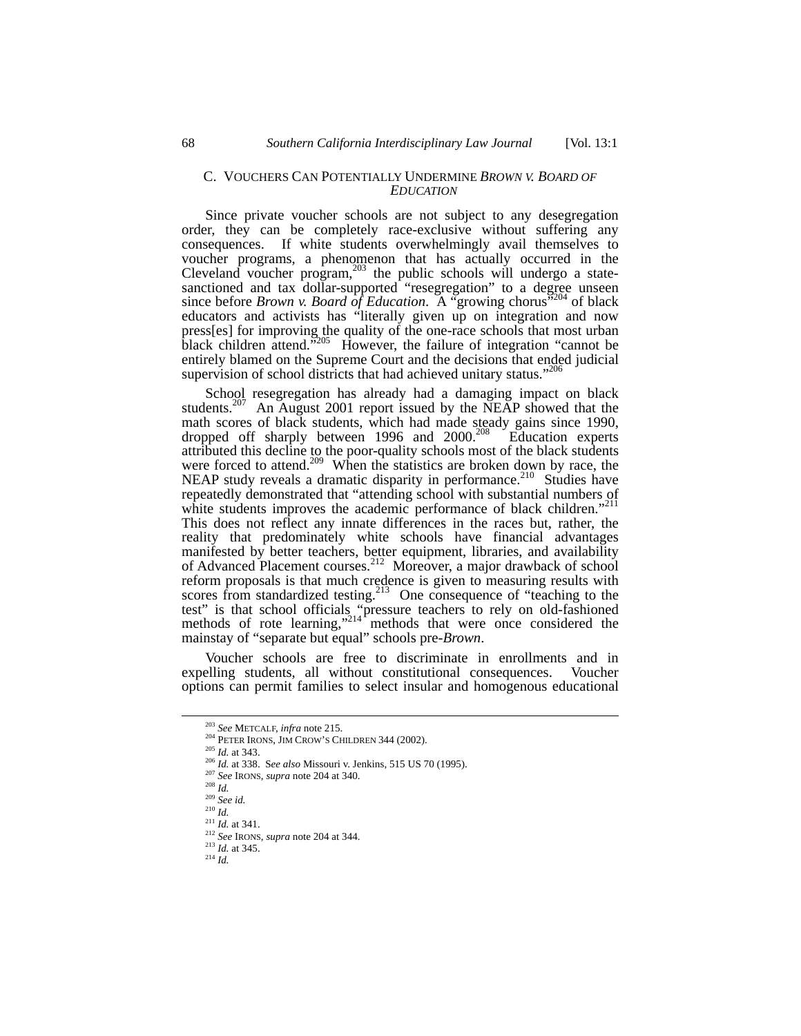### C. Vouchers Can Potentially Undermine *Brown v. Board of Education*

Since private voucher schools are not subject to any desegregation order, they can be completely race-exclusive without suffering any consequences. If white students overwhelmingly avail themselves to voucher programs, a phenomenon that has actually occurred in the Cleveland voucher program,[203] the public schools will undergo a state-sanctioned and tax dollar-supported "resegregation" to a degree unseen since before *Brown v. Board of Education*. A "growing chorus"[204] of black educators and activists has "literally given up on integration and now press[es] for improving the quality of the one-race schools that most urban black children attend."[205] However, the failure of integration "cannot be entirely blamed on the Supreme Court and the decisions that ended judicial supervision of school districts that had achieved unitary status."[206]

School resegregation has already had a damaging impact on black students.[207] An August 2001 report issued by the NEAP showed that the math scores of black students, which had made steady gains since 1990, dropped off sharply between 1996 and 2000.[208] Education experts attributed this decline to the poor-quality schools most of the black students were forced to attend.[209] When the statistics are broken down by race, the NEAP study reveals a dramatic disparity in performance.[210] Studies have repeatedly demonstrated that "attending school with substantial numbers of white students improves the academic performance of black children."[211] This does not reflect any innate differences in the races but, rather, the reality that predominately white schools have financial advantages manifested by better teachers, better equipment, libraries, and availability of Advanced Placement courses.[212] Moreover, a major drawback of school reform proposals is that much credence is given to measuring results with scores from standardized testing.[213] One consequence of "teaching to the test" is that school officials "pressure teachers to rely on old-fashioned methods of rote learning,"[214] methods that were once considered the mainstay of "separate but equal" schools pre-*Brown*.

Voucher schools are free to discriminate in enrollments and in expelling students, all without constitutional consequences. Voucher options can permit families to select insular and homogenous educational

---

[203] *See* Metcalf, *infra* note 215.
[204] Peter Irons, Jim Crow's Children 344 (2002).
[205] *Id.* at 343.
[206] *Id.* at 338. S*ee also* Missouri v. Jenkins, 515 US 70 (1995).
[207] *See* Irons, *supra* note 204 at 340.
[208] *Id.*
[209] *See id.*
[210] *Id.*
[211] *Id.* at 341.
[212] *See* Irons, *supra* note 204 at 344.
[213] *Id.* at 345.
[214] *Id.*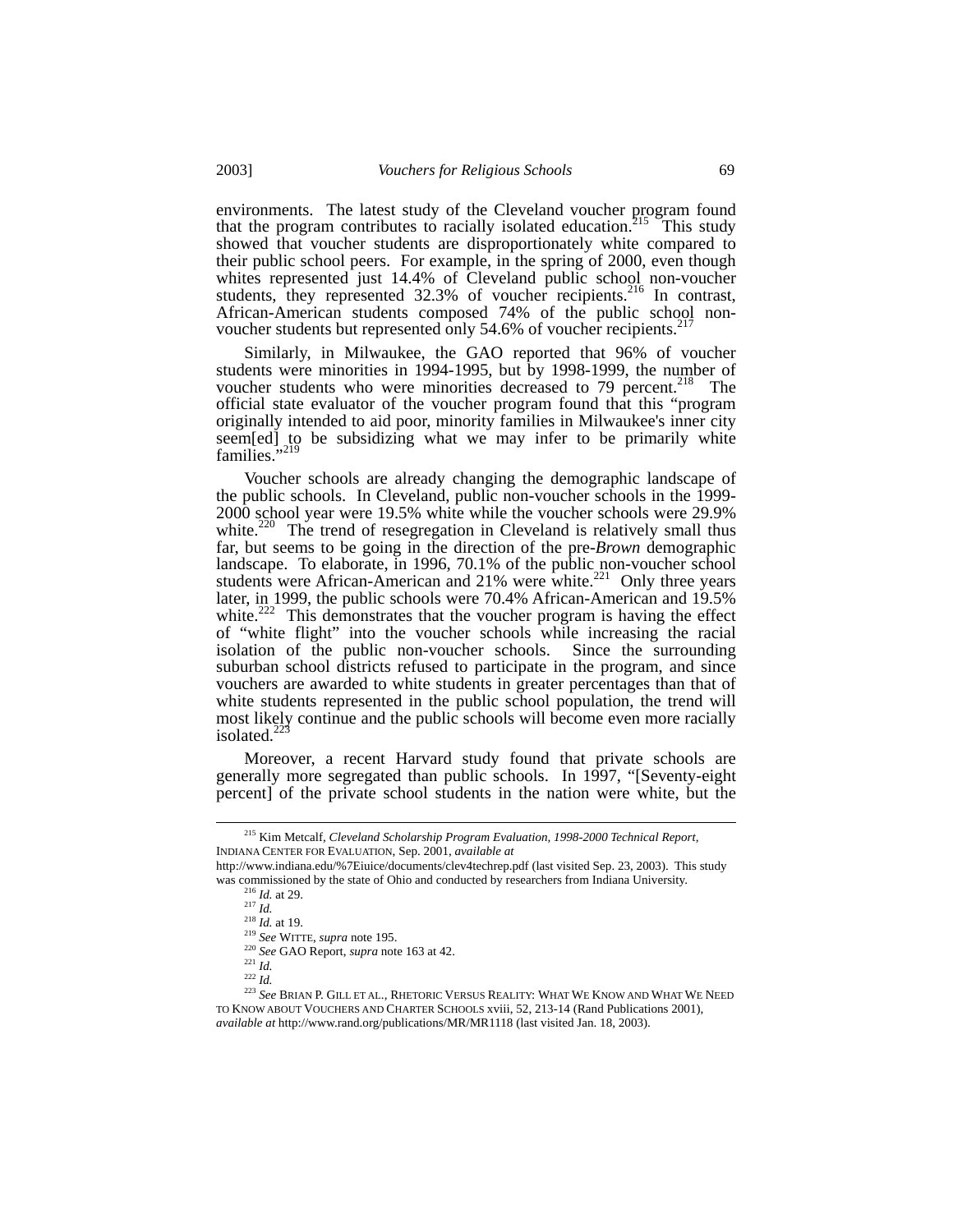environments. The latest study of the Cleveland voucher program found that the program contributes to racially isolated education.[215] This study showed that voucher students are disproportionately white compared to their public school peers. For example, in the spring of 2000, even though whites represented just 14.4% of Cleveland public school non-voucher students, they represented 32.3% of voucher recipients.[216] In contrast, African-American students composed 74% of the public school non-voucher students but represented only 54.6% of voucher recipients.[217]

Similarly, in Milwaukee, the GAO reported that 96% of voucher students were minorities in 1994-1995, but by 1998-1999, the number of voucher students who were minorities decreased to 79 percent.[218] The official state evaluator of the voucher program found that this "program originally intended to aid poor, minority families in Milwaukee's inner city seem[ed] to be subsidizing what we may infer to be primarily white families."[219]

Voucher schools are already changing the demographic landscape of the public schools. In Cleveland, public non-voucher schools in the 1999-2000 school year were 19.5% white while the voucher schools were 29.9% white.[220] The trend of resegregation in Cleveland is relatively small thus far, but seems to be going in the direction of the pre-*Brown* demographic landscape. To elaborate, in 1996, 70.1% of the public non-voucher school students were African-American and 21% were white.[221] Only three years later, in 1999, the public schools were 70.4% African-American and 19.5% white.[222] This demonstrates that the voucher program is having the effect of "white flight" into the voucher schools while increasing the racial isolation of the public non-voucher schools. Since the surrounding suburban school districts refused to participate in the program, and since vouchers are awarded to white students in greater percentages than that of white students represented in the public school population, the trend will most likely continue and the public schools will become even more racially isolated.[223]

Moreover, a recent Harvard study found that private schools are generally more segregated than public schools. In 1997, "[Seventy-eight percent] of the private school students in the nation were white, but the

---

[215] Kim Metcalf, *Cleveland Scholarship Program Evaluation, 1998-2000 Technical Report*, INDIANA CENTER FOR EVALUATION, Sep. 2001, *available at* http://www.indiana.edu/%7Eiuice/documents/clev4techrep.pdf (last visited Sep. 23, 2003). This study was commissioned by the state of Ohio and conducted by researchers from Indiana University.

[216] *Id.* at 29.

[217] *Id.*

[218] *Id.* at 19.

[219] *See* WITTE, *supra* note 195.

[220] *See* GAO Report, *supra* note 163 at 42.

[221] *Id.*

[222] *Id.*

[223] *See* BRIAN P. GILL ET AL., RHETORIC VERSUS REALITY: WHAT WE KNOW AND WHAT WE NEED TO KNOW ABOUT VOUCHERS AND CHARTER SCHOOLS xviii, 52, 213-14 (Rand Publications 2001), *available at* http://www.rand.org/publications/MR/MR1118 (last visited Jan. 18, 2003).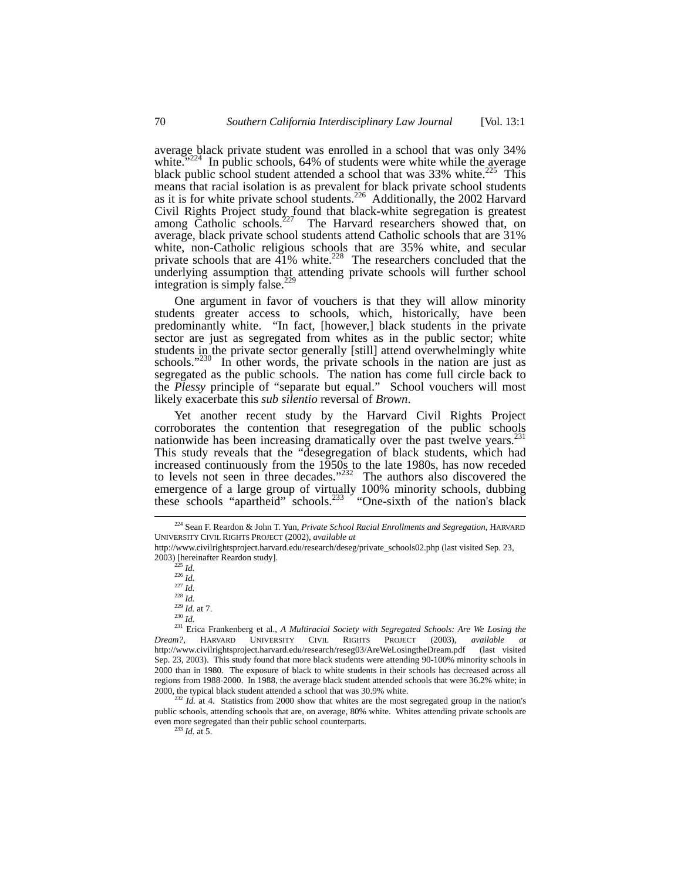average black private student was enrolled in a school that was only 34% white."[224] In public schools, 64% of students were white while the average black public school student attended a school that was 33% white.[225] This means that racial isolation is as prevalent for black private school students as it is for white private school students.[226] Additionally, the 2002 Harvard Civil Rights Project study found that black-white segregation is greatest among Catholic schools.[227] The Harvard researchers showed that, on average, black private school students attend Catholic schools that are 31% white, non-Catholic religious schools that are 35% white, and secular private schools that are 41% white.[228] The researchers concluded that the underlying assumption that attending private schools will further school integration is simply false.[229]

One argument in favor of vouchers is that they will allow minority students greater access to schools, which, historically, have been predominantly white. "In fact, [however,] black students in the private sector are just as segregated from whites as in the public sector; white students in the private sector generally [still] attend overwhelmingly white schools."[230] In other words, the private schools in the nation are just as segregated as the public schools. The nation has come full circle back to the *Plessy* principle of "separate but equal." School vouchers will most likely exacerbate this *sub silentio* reversal of *Brown*.

Yet another recent study by the Harvard Civil Rights Project corroborates the contention that resegregation of the public schools nationwide has been increasing dramatically over the past twelve years.[231] This study reveals that the "desegregation of black students, which had increased continuously from the 1950s to the late 1980s, has now receded to levels not seen in three decades."[232] The authors also discovered the emergence of a large group of virtually 100% minority schools, dubbing these schools "apartheid" schools.[233] "One-sixth of the nation's black

---

[224] Sean F. Reardon & John T. Yun, *Private School Racial Enrollments and Segregation*, HARVARD UNIVERSITY CIVIL RIGHTS PROJECT (2002), *available at* http://www.civilrightsproject.harvard.edu/research/deseg/private_schools02.php (last visited Sep. 23, 2003) [hereinafter Reardon study].

[225] *Id.*

[226] *Id.*

[227] *Id.*

[228] *Id.*

[229] *Id.* at 7.

[230] *Id.*

[231] Erica Frankenberg et al., *A Multiracial Society with Segregated Schools: Are We Losing the Dream?*, HARVARD UNIVERSITY CIVIL RIGHTS PROJECT (2003), *available at* http://www.civilrightsproject.harvard.edu/research/reseg03/AreWeLosingtheDream.pdf (last visited Sep. 23, 2003). This study found that more black students were attending 90-100% minority schools in 2000 than in 1980. The exposure of black to white students in their schools has decreased across all regions from 1988-2000. In 1988, the average black student attended schools that were 36.2% white; in 2000, the typical black student attended a school that was 30.9% white.

[232] *Id.* at 4. Statistics from 2000 show that whites are the most segregated group in the nation's public schools, attending schools that are, on average, 80% white. Whites attending private schools are even more segregated than their public school counterparts.

[233] *Id.* at 5.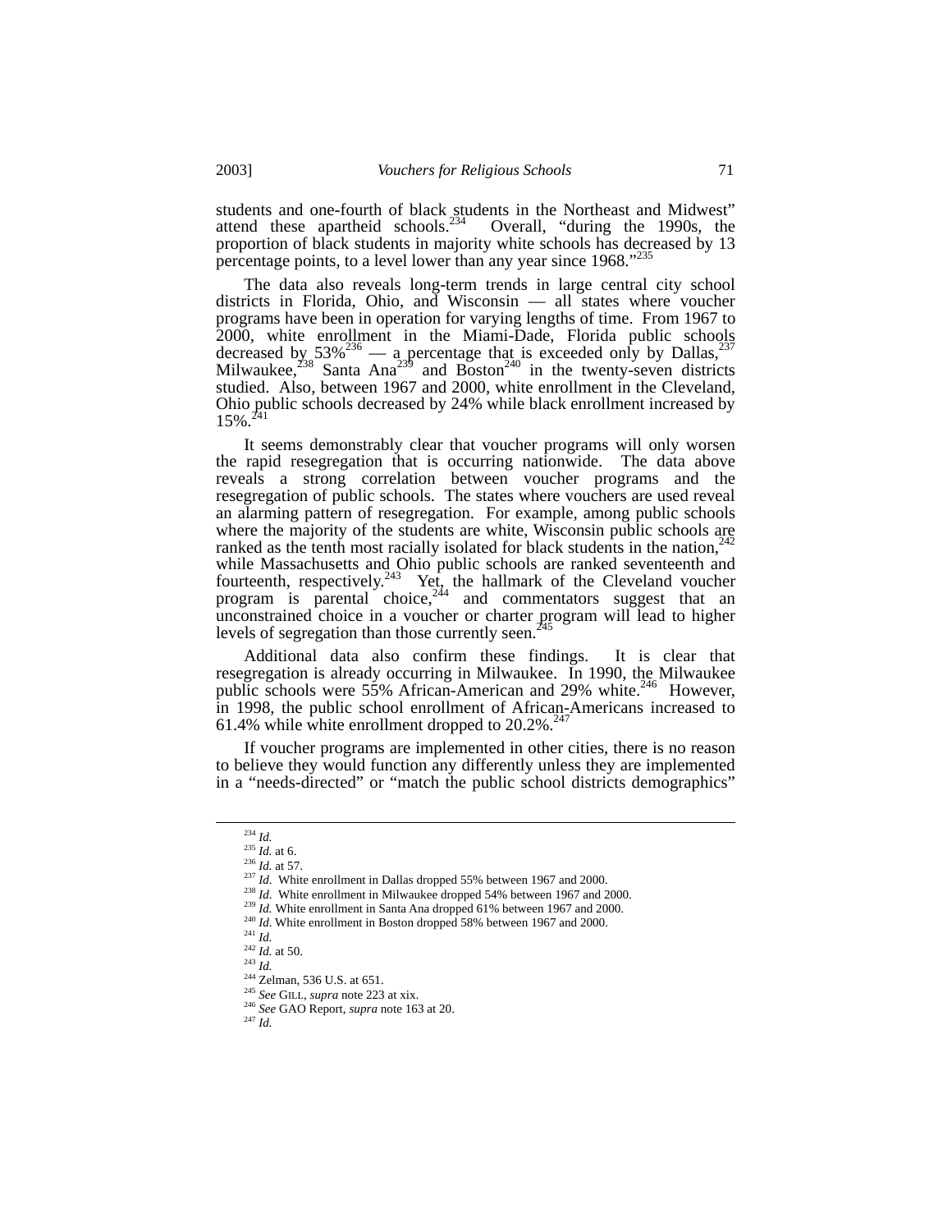students and one-fourth of black students in the Northeast and Midwest" attend these apartheid schools.[234] Overall, "during the 1990s, the proportion of black students in majority white schools has decreased by 13 percentage points, to a level lower than any year since 1968."[235]

The data also reveals long-term trends in large central city school districts in Florida, Ohio, and Wisconsin — all states where voucher programs have been in operation for varying lengths of time. From 1967 to 2000, white enrollment in the Miami-Dade, Florida public schools decreased by 53%[236] — a percentage that is exceeded only by Dallas,[237] Milwaukee,[238] Santa Ana[239] and Boston[240] in the twenty-seven districts studied. Also, between 1967 and 2000, white enrollment in the Cleveland, Ohio public schools decreased by 24% while black enrollment increased by 15%.[241]

It seems demonstrably clear that voucher programs will only worsen the rapid resegregation that is occurring nationwide. The data above reveals a strong correlation between voucher programs and the resegregation of public schools. The states where vouchers are used reveal an alarming pattern of resegregation. For example, among public schools where the majority of the students are white, Wisconsin public schools are ranked as the tenth most racially isolated for black students in the nation,[242] while Massachusetts and Ohio public schools are ranked seventeenth and fourteenth, respectively.[243] Yet, the hallmark of the Cleveland voucher program is parental choice,[244] and commentators suggest that an unconstrained choice in a voucher or charter program will lead to higher levels of segregation than those currently seen.[245]

Additional data also confirm these findings. It is clear that resegregation is already occurring in Milwaukee. In 1990, the Milwaukee public schools were 55% African-American and 29% white.[246] However, in 1998, the public school enrollment of African-Americans increased to 61.4% while white enrollment dropped to 20.2%.[247]

If voucher programs are implemented in other cities, there is no reason to believe they would function any differently unless they are implemented in a "needs-directed" or "match the public school districts demographics"

---

[234] *Id.*
[235] *Id.* at 6.
[236] *Id.* at 57.
[237] *Id*. White enrollment in Dallas dropped 55% between 1967 and 2000.
[238] *Id*. White enrollment in Milwaukee dropped 54% between 1967 and 2000.
[239] *Id.* White enrollment in Santa Ana dropped 61% between 1967 and 2000.
[240] *Id*. White enrollment in Boston dropped 58% between 1967 and 2000.
[241] *Id.*
[242] *Id.* at 50.
[243] *Id.*
[244] Zelman, 536 U.S. at 651.
[245] *See* GILL, *supra* note 223 at xix.
[246] *See* GAO Report, *supra* note 163 at 20.
[247] *Id.*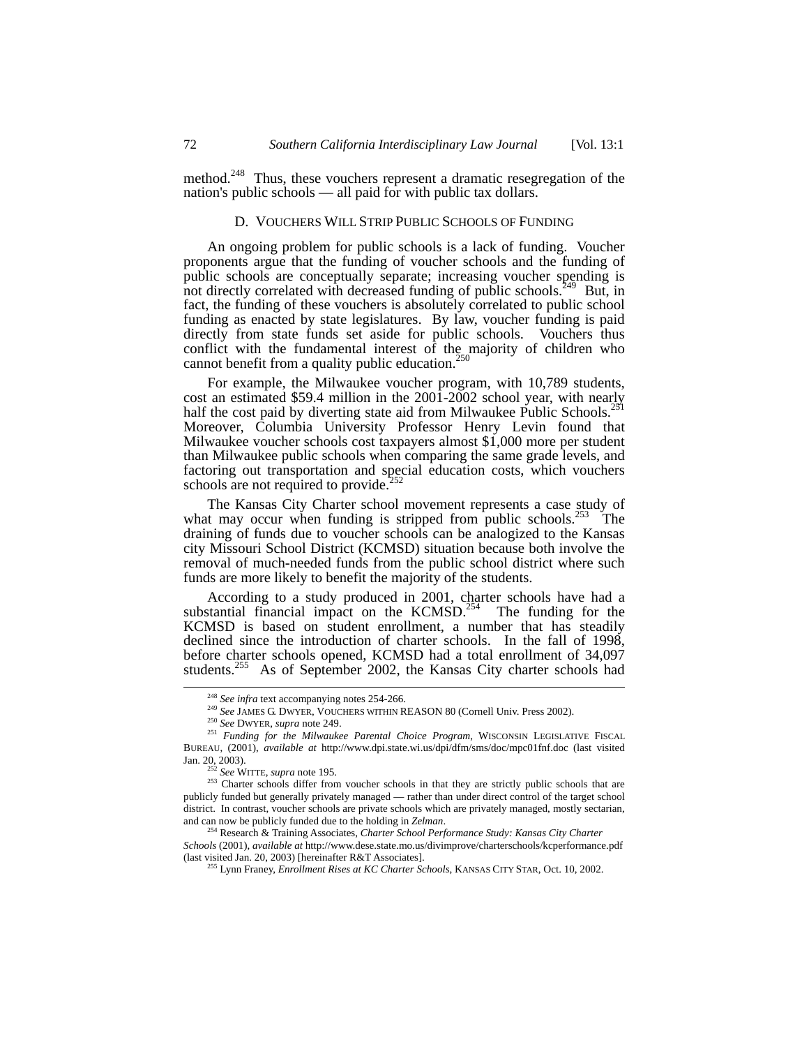method.[248] Thus, these vouchers represent a dramatic resegregation of the nation's public schools — all paid for with public tax dollars.

### D. VOUCHERS WILL STRIP PUBLIC SCHOOLS OF FUNDING

An ongoing problem for public schools is a lack of funding. Voucher proponents argue that the funding of voucher schools and the funding of public schools are conceptually separate; increasing voucher spending is not directly correlated with decreased funding of public schools.[249] But, in fact, the funding of these vouchers is absolutely correlated to public school funding as enacted by state legislatures. By law, voucher funding is paid directly from state funds set aside for public schools. Vouchers thus conflict with the fundamental interest of the majority of children who cannot benefit from a quality public education.[250]

For example, the Milwaukee voucher program, with 10,789 students, cost an estimated $59.4 million in the 2001-2002 school year, with nearly half the cost paid by diverting state aid from Milwaukee Public Schools.[251] Moreover, Columbia University Professor Henry Levin found that Milwaukee voucher schools cost taxpayers almost $1,000 more per student than Milwaukee public schools when comparing the same grade levels, and factoring out transportation and special education costs, which vouchers schools are not required to provide.[252]

The Kansas City Charter school movement represents a case study of what may occur when funding is stripped from public schools.[253] The draining of funds due to voucher schools can be analogized to the Kansas city Missouri School District (KCMSD) situation because both involve the removal of much-needed funds from the public school district where such funds are more likely to benefit the majority of the students.

According to a study produced in 2001, charter schools have had a substantial financial impact on the KCMSD.[254] The funding for the KCMSD is based on student enrollment, a number that has steadily declined since the introduction of charter schools. In the fall of 1998, before charter schools opened, KCMSD had a total enrollment of 34,097 students.[255] As of September 2002, the Kansas City charter schools had

---

[248] *See infra* text accompanying notes 254-266.

[249] *See* JAMES G. DWYER, VOUCHERS WITHIN REASON 80 (Cornell Univ. Press 2002).

[250] *See* DWYER, *supra* note 249.

[251] *Funding for the Milwaukee Parental Choice Program*, WISCONSIN LEGISLATIVE FISCAL BUREAU, (2001), *available at* http://www.dpi.state.wi.us/dpi/dfm/sms/doc/mpc01fnf.doc (last visited Jan. 20, 2003).

[252] *See* WITTE, *supra* note 195.

[253] Charter schools differ from voucher schools in that they are strictly public schools that are publicly funded but generally privately managed — rather than under direct control of the target school district. In contrast, voucher schools are private schools which are privately managed, mostly sectarian, and can now be publicly funded due to the holding in *Zelman*.

[254] Research & Training Associates, *Charter School Performance Study: Kansas City Charter Schools* (2001), *available at* http://www.dese.state.mo.us/divimprove/charterschools/kcperformance.pdf (last visited Jan. 20, 2003) [hereinafter R&T Associates].

[255] Lynn Franey, *Enrollment Rises at KC Charter Schools*, KANSAS CITY STAR, Oct. 10, 2002.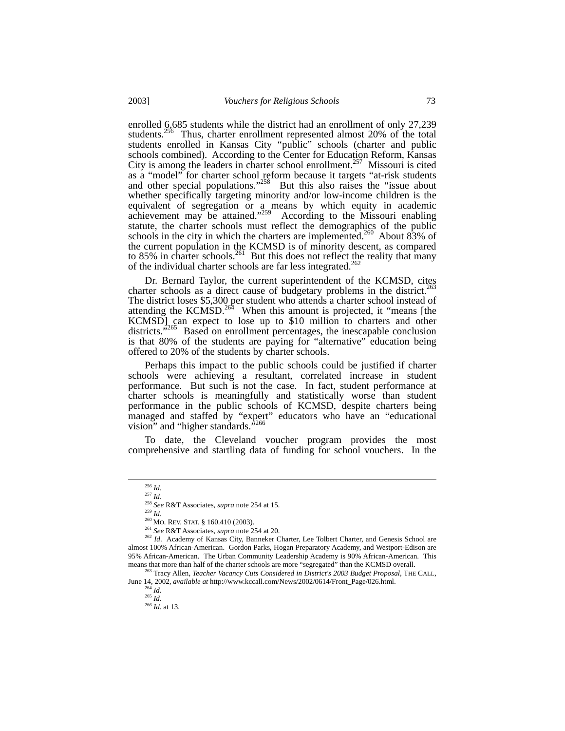enrolled 6,685 students while the district had an enrollment of only 27,239 students.[256] Thus, charter enrollment represented almost 20% of the total students enrolled in Kansas City "public" schools (charter and public schools combined). According to the Center for Education Reform, Kansas City is among the leaders in charter school enrollment.[257] Missouri is cited as a "model" for charter school reform because it targets "at-risk students and other special populations."[258] But this also raises the "issue about whether specifically targeting minority and/or low-income children is the equivalent of segregation or a means by which equity in academic achievement may be attained."[259] According to the Missouri enabling statute, the charter schools must reflect the demographics of the public schools in the city in which the charters are implemented.[260] About 83% of the current population in the KCMSD is of minority descent, as compared to 85% in charter schools.[261] But this does not reflect the reality that many of the individual charter schools are far less integrated.[262]

Dr. Bernard Taylor, the current superintendent of the KCMSD, cites charter schools as a direct cause of budgetary problems in the district.[263] The district loses $5,300 per student who attends a charter school instead of attending the KCMSD.[264] When this amount is projected, it "means [the KCMSD] can expect to lose up to $10 million to charters and other districts."[265] Based on enrollment percentages, the inescapable conclusion is that 80% of the students are paying for "alternative" education being offered to 20% of the students by charter schools.

Perhaps this impact to the public schools could be justified if charter schools were achieving a resultant, correlated increase in student performance. But such is not the case. In fact, student performance at charter schools is meaningfully and statistically worse than student performance in the public schools of KCMSD, despite charters being managed and staffed by "expert" educators who have an "educational vision" and "higher standards."[266]

To date, the Cleveland voucher program provides the most comprehensive and startling data of funding for school vouchers. In the

---

[256] *Id.*

[257] *Id.*

[258] *See* R&T Associates, *supra* note 254 at 15.

[259] *Id.*

[260] MO. REV. STAT. § 160.410 (2003).

[261] *See* R&T Associates, *supra* note 254 at 20.

[262] *Id*. Academy of Kansas City, Banneker Charter, Lee Tolbert Charter, and Genesis School are almost 100% African-American. Gordon Parks, Hogan Preparatory Academy, and Westport-Edison are 95% African-American. The Urban Community Leadership Academy is 90% African-American. This means that more than half of the charter schools are more "segregated" than the KCMSD overall.

[263] Tracy Allen, *Teacher Vacancy Cuts Considered in District's 2003 Budget Proposal*, THE CALL, June 14, 2002, *available at* http://www.kccall.com/News/2002/0614/Front_Page/026.html.

[264] *Id.*

[265] *Id.*

[266] *Id.* at 13.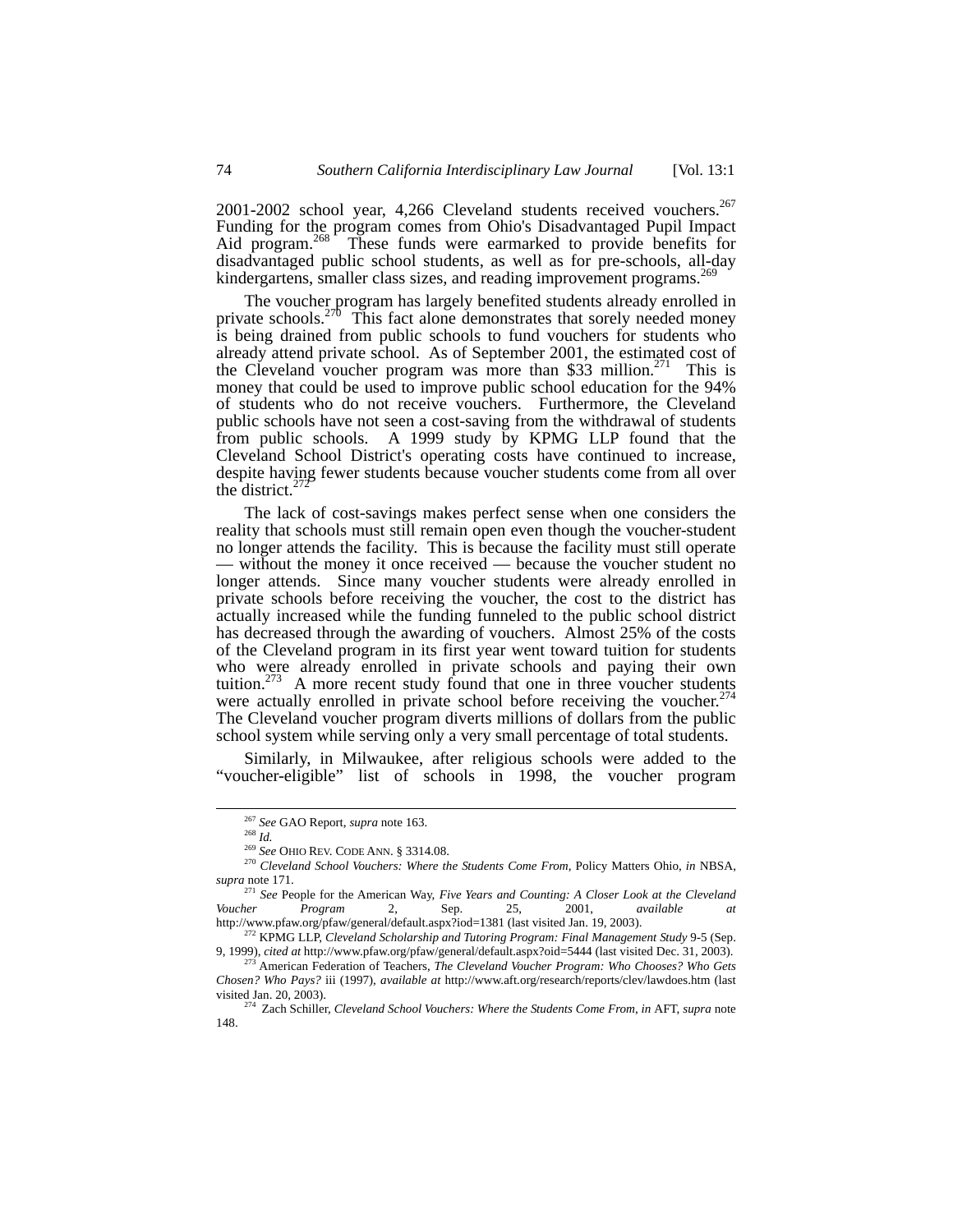2001-2002 school year, 4,266 Cleveland students received vouchers.[267] Funding for the program comes from Ohio's Disadvantaged Pupil Impact Aid program.[268] These funds were earmarked to provide benefits for disadvantaged public school students, as well as for pre-schools, all-day kindergartens, smaller class sizes, and reading improvement programs.[269]

The voucher program has largely benefited students already enrolled in private schools.[270] This fact alone demonstrates that sorely needed money is being drained from public schools to fund vouchers for students who already attend private school. As of September 2001, the estimated cost of the Cleveland voucher program was more than $33 million.[271] This is money that could be used to improve public school education for the 94% of students who do not receive vouchers. Furthermore, the Cleveland public schools have not seen a cost-saving from the withdrawal of students from public schools. A 1999 study by KPMG LLP found that the Cleveland School District's operating costs have continued to increase, despite having fewer students because voucher students come from all over the district.[272]

The lack of cost-savings makes perfect sense when one considers the reality that schools must still remain open even though the voucher-student no longer attends the facility. This is because the facility must still operate — without the money it once received — because the voucher student no longer attends. Since many voucher students were already enrolled in private schools before receiving the voucher, the cost to the district has actually increased while the funding funneled to the public school district has decreased through the awarding of vouchers. Almost 25% of the costs of the Cleveland program in its first year went toward tuition for students who were already enrolled in private schools and paying their own tuition.[273] A more recent study found that one in three voucher students were actually enrolled in private school before receiving the voucher.[274] The Cleveland voucher program diverts millions of dollars from the public school system while serving only a very small percentage of total students.

Similarly, in Milwaukee, after religious schools were added to the "voucher-eligible" list of schools in 1998, the voucher program

---

[267] *See* GAO Report, *supra* note 163.

[268] *Id.*

[269] *See* OHIO REV. CODE ANN. § 3314.08.

[270] *Cleveland School Vouchers: Where the Students Come From*, Policy Matters Ohio, *in* NBSA, *supra* note 171.

[271] *See* People for the American Way, *Five Years and Counting: A Closer Look at the Cleveland Voucher Program* 2, Sep. 25, 2001, *available at* http://www.pfaw.org/pfaw/general/default.aspx?iod=1381 (last visited Jan. 19, 2003).

[272] KPMG LLP, *Cleveland Scholarship and Tutoring Program: Final Management Study* 9-5 (Sep. 9, 1999), *cited at* http://www.pfaw.org/pfaw/general/default.aspx?oid=5444 (last visited Dec. 31, 2003).

[273] American Federation of Teachers, *The Cleveland Voucher Program: Who Chooses? Who Gets Chosen? Who Pays?* iii (1997), *available at* http://www.aft.org/research/reports/clev/lawdoes.htm (last visited Jan. 20, 2003).

[274] Zach Schiller, *Cleveland School Vouchers: Where the Students Come From*, *in* AFT, *supra* note 148.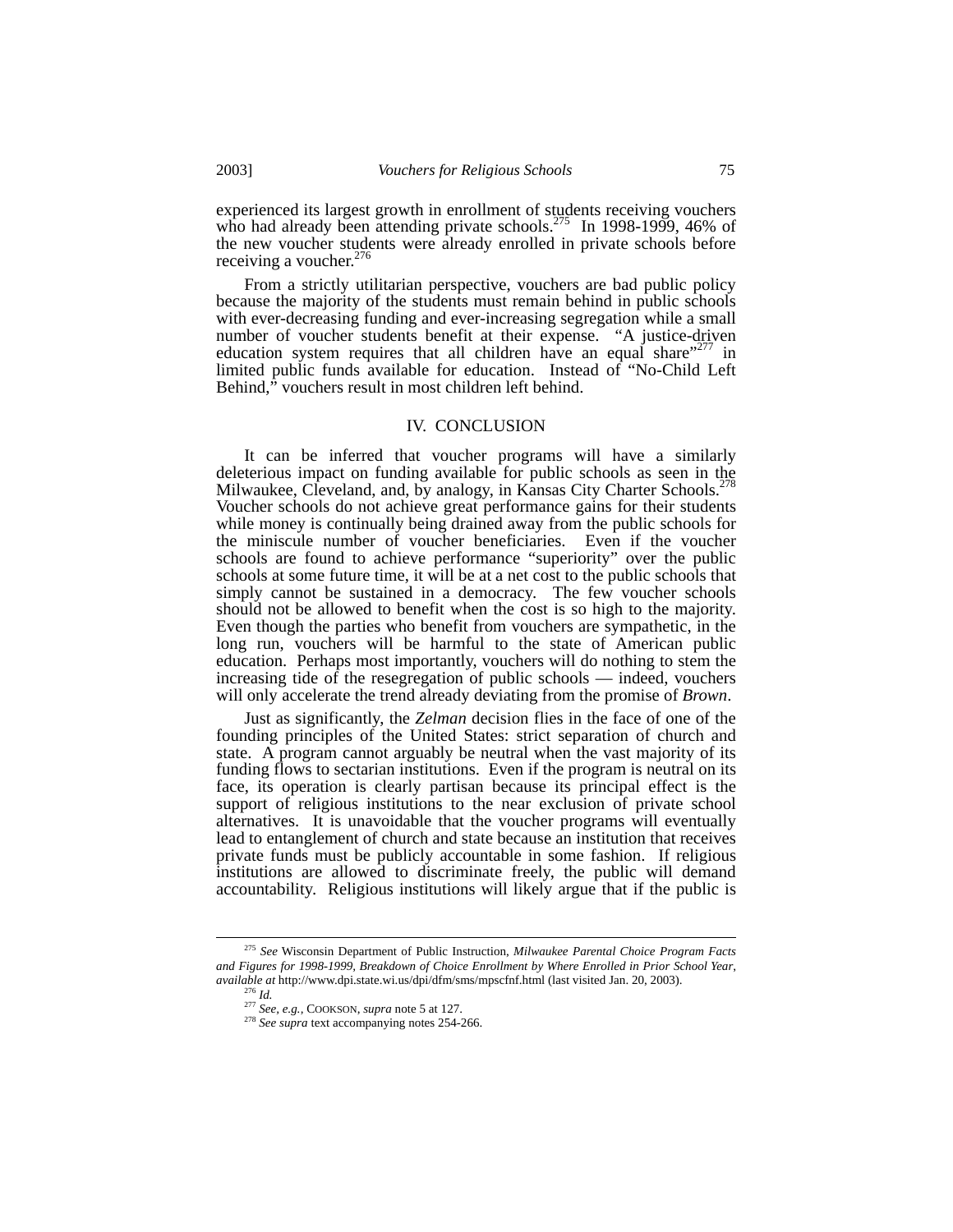experienced its largest growth in enrollment of students receiving vouchers who had already been attending private schools.[275] In 1998-1999, 46% of the new voucher students were already enrolled in private schools before receiving a voucher.[276]

From a strictly utilitarian perspective, vouchers are bad public policy because the majority of the students must remain behind in public schools with ever-decreasing funding and ever-increasing segregation while a small number of voucher students benefit at their expense. "A justice-driven education system requires that all children have an equal share"[277] in limited public funds available for education. Instead of "No-Child Left Behind," vouchers result in most children left behind.

## IV. CONCLUSION

It can be inferred that voucher programs will have a similarly deleterious impact on funding available for public schools as seen in the Milwaukee, Cleveland, and, by analogy, in Kansas City Charter Schools.[278] Voucher schools do not achieve great performance gains for their students while money is continually being drained away from the public schools for the miniscule number of voucher beneficiaries. Even if the voucher schools are found to achieve performance "superiority" over the public schools at some future time, it will be at a net cost to the public schools that simply cannot be sustained in a democracy. The few voucher schools should not be allowed to benefit when the cost is so high to the majority. Even though the parties who benefit from vouchers are sympathetic, in the long run, vouchers will be harmful to the state of American public education. Perhaps most importantly, vouchers will do nothing to stem the increasing tide of the resegregation of public schools — indeed, vouchers will only accelerate the trend already deviating from the promise of *Brown*.

Just as significantly, the *Zelman* decision flies in the face of one of the founding principles of the United States: strict separation of church and state. A program cannot arguably be neutral when the vast majority of its funding flows to sectarian institutions. Even if the program is neutral on its face, its operation is clearly partisan because its principal effect is the support of religious institutions to the near exclusion of private school alternatives. It is unavoidable that the voucher programs will eventually lead to entanglement of church and state because an institution that receives private funds must be publicly accountable in some fashion. If religious institutions are allowed to discriminate freely, the public will demand accountability. Religious institutions will likely argue that if the public is

---

[275] *See* Wisconsin Department of Public Instruction, *Milwaukee Parental Choice Program Facts and Figures for 1998-1999, Breakdown of Choice Enrollment by Where Enrolled in Prior School Year*, *available at* http://www.dpi.state.wi.us/dpi/dfm/sms/mpscfnf.html (last visited Jan. 20, 2003).

[276] *Id.*

[277] *See, e.g.*, COOKSON, *supra* note 5 at 127.

[278] *See supra* text accompanying notes 254-266.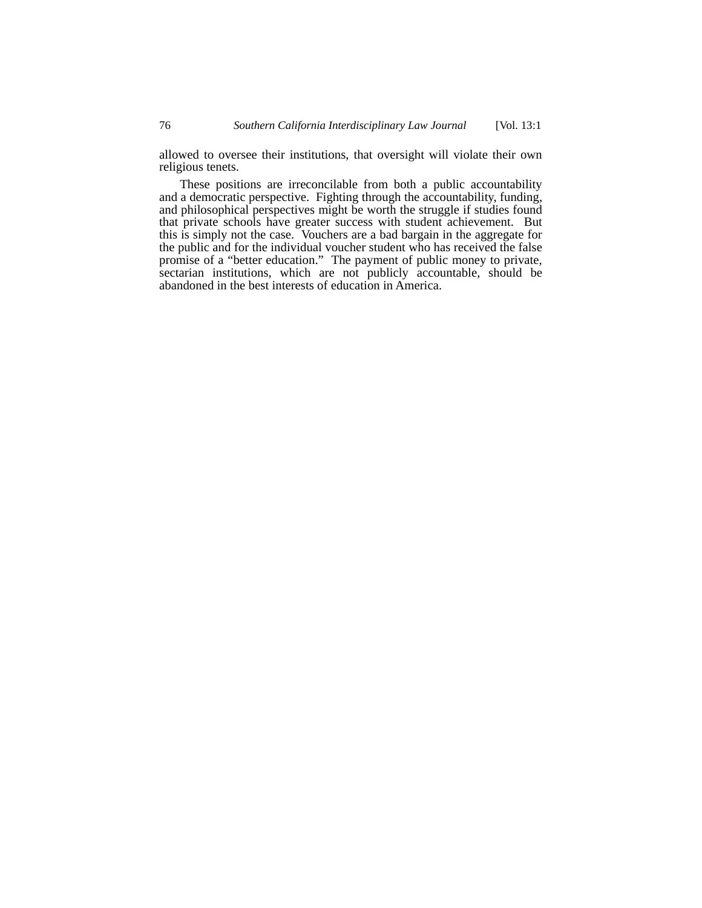allowed to oversee their institutions, that oversight will violate their own religious tenets.

These positions are irreconcilable from both a public accountability and a democratic perspective. Fighting through the accountability, funding, and philosophical perspectives might be worth the struggle if studies found that private schools have greater success with student achievement. But this is simply not the case. Vouchers are a bad bargain in the aggregate for the public and for the individual voucher student who has received the false promise of a "better education." The payment of public money to private, sectarian institutions, which are not publicly accountable, should be abandoned in the best interests of education in America.